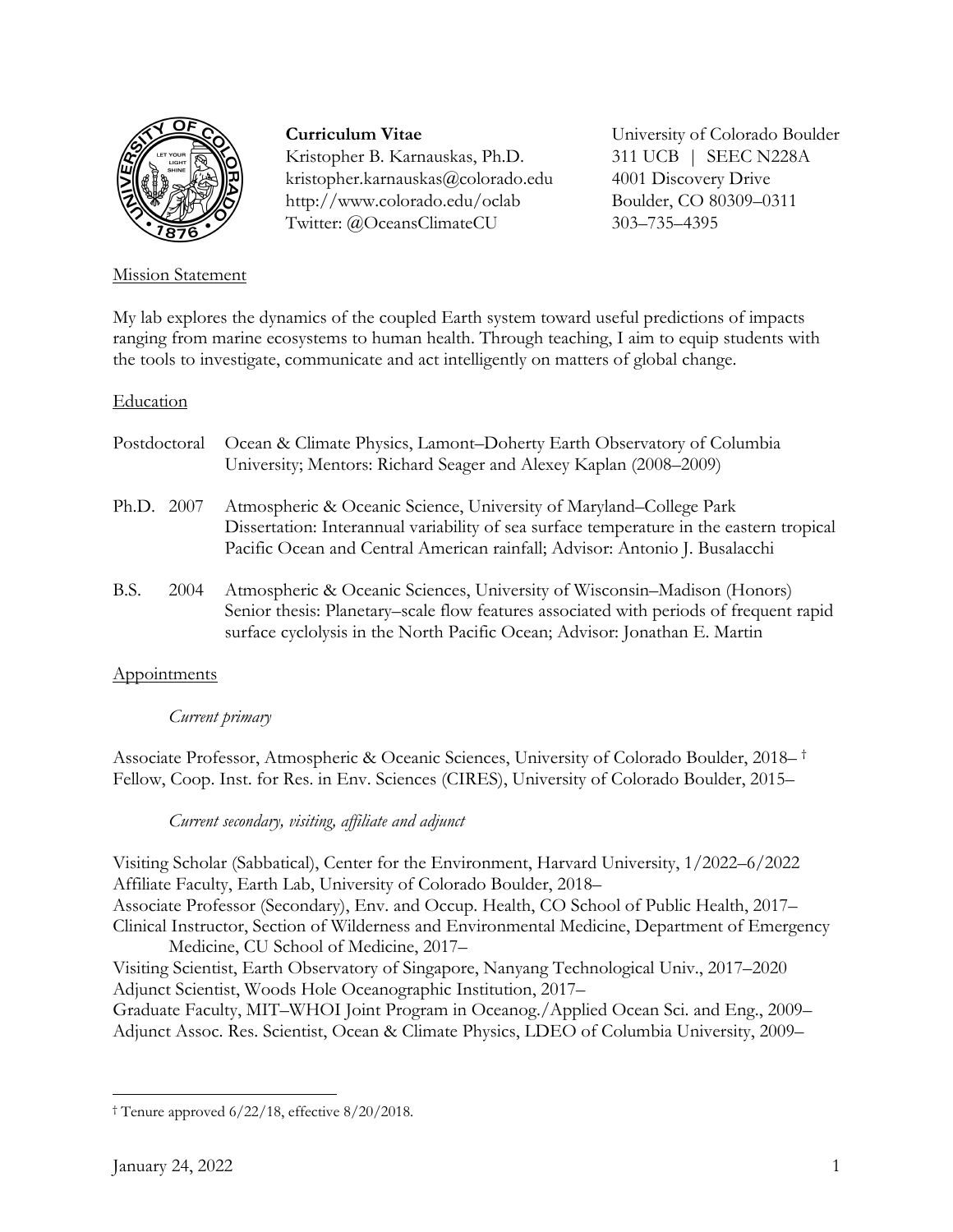**Curriculum Vitae**
Kristopher B. Karnauskas, Ph.D.
kristopher.karnauskas@colorado.edu
http://www.colorado.edu/oclab
Twitter: @OceansClimateCU

University of Colorado Boulder
311 UCB | SEEC N228A
4001 Discovery Drive
Boulder, CO 80309–0311
303–735–4395

## Mission Statement

My lab explores the dynamics of the coupled Earth system toward useful predictions of impacts ranging from marine ecosystems to human health. Through teaching, I aim to equip students with the tools to investigate, communicate and act intelligently on matters of global change.

## Education

Postdoctoral — Ocean & Climate Physics, Lamont–Doherty Earth Observatory of Columbia University; Mentors: Richard Seager and Alexey Kaplan (2008–2009)

Ph.D. 2007 — Atmospheric & Oceanic Science, University of Maryland–College Park
Dissertation: Interannual variability of sea surface temperature in the eastern tropical Pacific Ocean and Central American rainfall; Advisor: Antonio J. Busalacchi

B.S. 2004 — Atmospheric & Oceanic Sciences, University of Wisconsin–Madison (Honors)
Senior thesis: Planetary–scale flow features associated with periods of frequent rapid surface cyclolysis in the North Pacific Ocean; Advisor: Jonathan E. Martin

## Appointments

*Current primary*

Associate Professor, Atmospheric & Oceanic Sciences, University of Colorado Boulder, 2018– †
Fellow, Coop. Inst. for Res. in Env. Sciences (CIRES), University of Colorado Boulder, 2015–

*Current secondary, visiting, affiliate and adjunct*

Visiting Scholar (Sabbatical), Center for the Environment, Harvard University, 1/2022–6/2022
Affiliate Faculty, Earth Lab, University of Colorado Boulder, 2018–
Associate Professor (Secondary), Env. and Occup. Health, CO School of Public Health, 2017–
Clinical Instructor, Section of Wilderness and Environmental Medicine, Department of Emergency Medicine, CU School of Medicine, 2017–
Visiting Scientist, Earth Observatory of Singapore, Nanyang Technological Univ., 2017–2020
Adjunct Scientist, Woods Hole Oceanographic Institution, 2017–
Graduate Faculty, MIT–WHOI Joint Program in Oceanog./Applied Ocean Sci. and Eng., 2009–
Adjunct Assoc. Res. Scientist, Ocean & Climate Physics, LDEO of Columbia University, 2009–

---

† Tenure approved 6/22/18, effective 8/20/2018.

January 24, 2022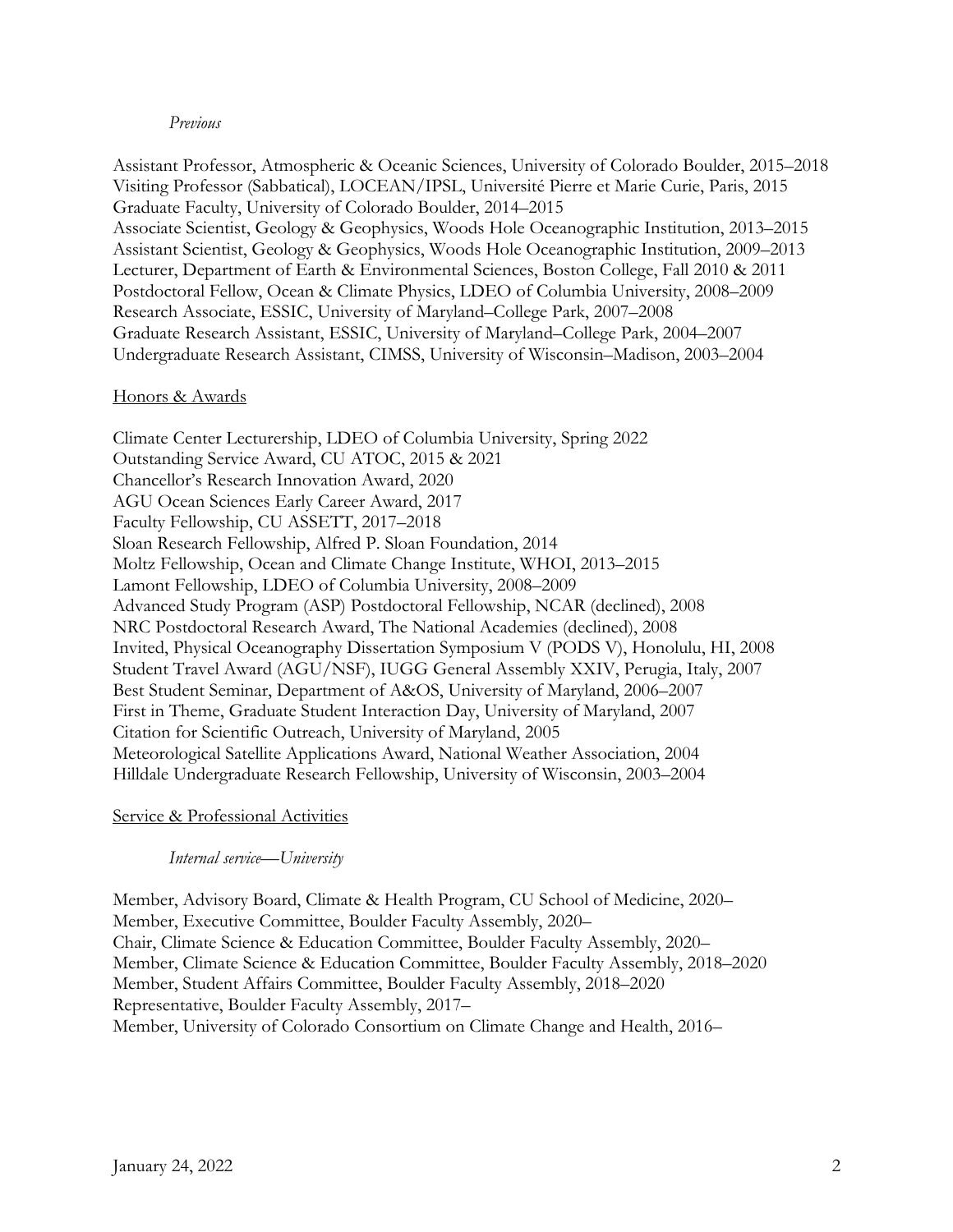*Previous*

Assistant Professor, Atmospheric & Oceanic Sciences, University of Colorado Boulder, 2015–2018
Visiting Professor (Sabbatical), LOCEAN/IPSL, Université Pierre et Marie Curie, Paris, 2015
Graduate Faculty, University of Colorado Boulder, 2014–2015
Associate Scientist, Geology & Geophysics, Woods Hole Oceanographic Institution, 2013–2015
Assistant Scientist, Geology & Geophysics, Woods Hole Oceanographic Institution, 2009–2013
Lecturer, Department of Earth & Environmental Sciences, Boston College, Fall 2010 & 2011
Postdoctoral Fellow, Ocean & Climate Physics, LDEO of Columbia University, 2008–2009
Research Associate, ESSIC, University of Maryland–College Park, 2007–2008
Graduate Research Assistant, ESSIC, University of Maryland–College Park, 2004–2007
Undergraduate Research Assistant, CIMSS, University of Wisconsin–Madison, 2003–2004

## Honors & Awards

Climate Center Lecturership, LDEO of Columbia University, Spring 2022
Outstanding Service Award, CU ATOC, 2015 & 2021
Chancellor's Research Innovation Award, 2020
AGU Ocean Sciences Early Career Award, 2017
Faculty Fellowship, CU ASSETT, 2017–2018
Sloan Research Fellowship, Alfred P. Sloan Foundation, 2014
Moltz Fellowship, Ocean and Climate Change Institute, WHOI, 2013–2015
Lamont Fellowship, LDEO of Columbia University, 2008–2009
Advanced Study Program (ASP) Postdoctoral Fellowship, NCAR (declined), 2008
NRC Postdoctoral Research Award, The National Academies (declined), 2008
Invited, Physical Oceanography Dissertation Symposium V (PODS V), Honolulu, HI, 2008
Student Travel Award (AGU/NSF), IUGG General Assembly XXIV, Perugia, Italy, 2007
Best Student Seminar, Department of A&OS, University of Maryland, 2006–2007
First in Theme, Graduate Student Interaction Day, University of Maryland, 2007
Citation for Scientific Outreach, University of Maryland, 2005
Meteorological Satellite Applications Award, National Weather Association, 2004
Hilldale Undergraduate Research Fellowship, University of Wisconsin, 2003–2004

## Service & Professional Activities

*Internal service—University*

Member, Advisory Board, Climate & Health Program, CU School of Medicine, 2020–
Member, Executive Committee, Boulder Faculty Assembly, 2020–
Chair, Climate Science & Education Committee, Boulder Faculty Assembly, 2020–
Member, Climate Science & Education Committee, Boulder Faculty Assembly, 2018–2020
Member, Student Affairs Committee, Boulder Faculty Assembly, 2018–2020
Representative, Boulder Faculty Assembly, 2017–
Member, University of Colorado Consortium on Climate Change and Health, 2016–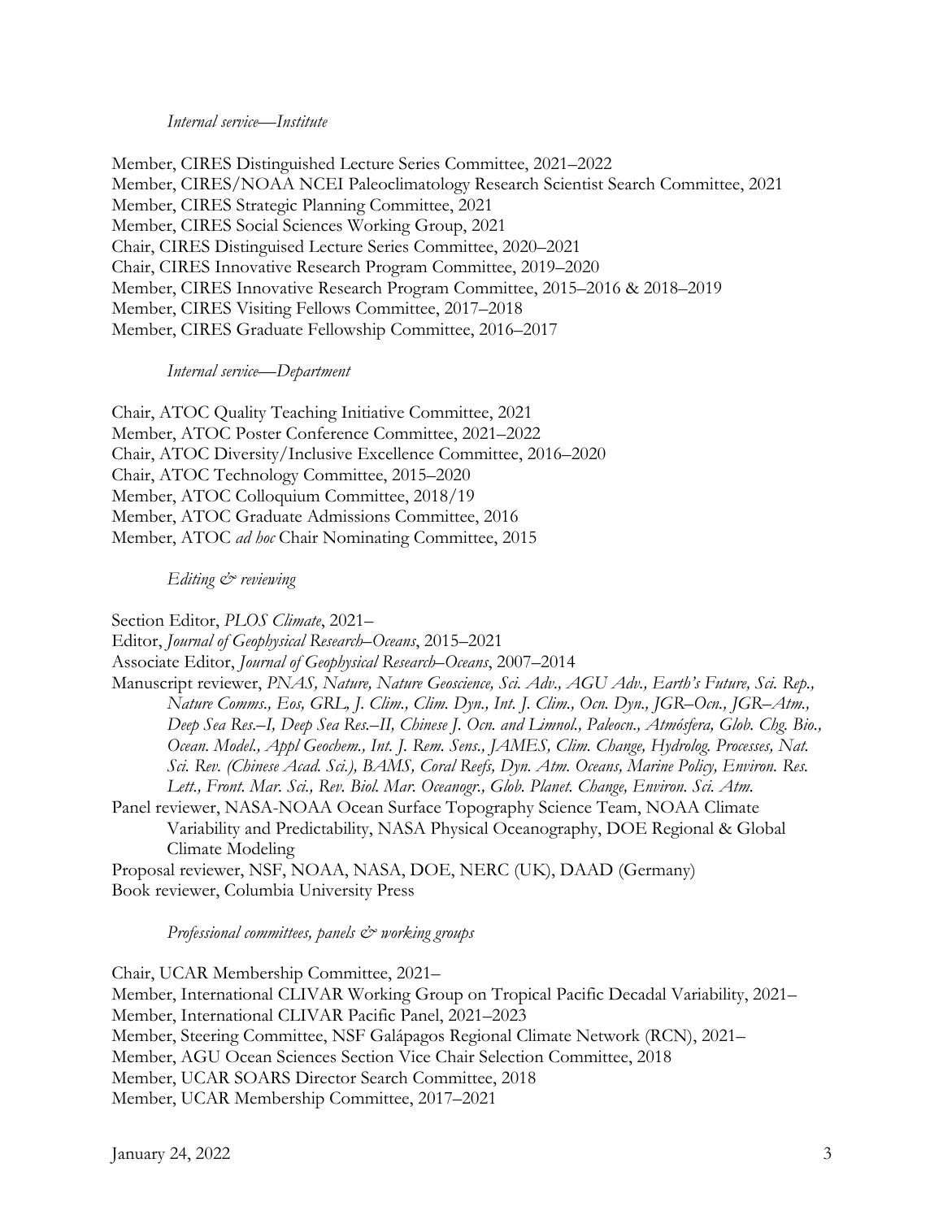*Internal service—Institute*

Member, CIRES Distinguished Lecture Series Committee, 2021–2022
Member, CIRES/NOAA NCEI Paleoclimatology Research Scientist Search Committee, 2021
Member, CIRES Strategic Planning Committee, 2021
Member, CIRES Social Sciences Working Group, 2021
Chair, CIRES Distinguised Lecture Series Committee, 2020–2021
Chair, CIRES Innovative Research Program Committee, 2019–2020
Member, CIRES Innovative Research Program Committee, 2015–2016 & 2018–2019
Member, CIRES Visiting Fellows Committee, 2017–2018
Member, CIRES Graduate Fellowship Committee, 2016–2017

*Internal service—Department*

Chair, ATOC Quality Teaching Initiative Committee, 2021
Member, ATOC Poster Conference Committee, 2021–2022
Chair, ATOC Diversity/Inclusive Excellence Committee, 2016–2020
Chair, ATOC Technology Committee, 2015–2020
Member, ATOC Colloquium Committee, 2018/19
Member, ATOC Graduate Admissions Committee, 2016
Member, ATOC *ad hoc* Chair Nominating Committee, 2015

*Editing & reviewing*

Section Editor, *PLOS Climate*, 2021–
Editor, *Journal of Geophysical Research–Oceans*, 2015–2021
Associate Editor, *Journal of Geophysical Research–Oceans*, 2007–2014
Manuscript reviewer, *PNAS, Nature, Nature Geoscience, Sci. Adv., AGU Adv., Earth's Future, Sci. Rep., Nature Comms., Eos, GRL, J. Clim., Clim. Dyn., Int. J. Clim., Ocn. Dyn., JGR–Ocn., JGR–Atm., Deep Sea Res.–I, Deep Sea Res.–II, Chinese J. Ocn. and Limnol., Paleocn., Atmósfera, Glob. Chg. Bio., Ocean. Model., Appl Geochem., Int. J. Rem. Sens., JAMES, Clim. Change, Hydrolog. Processes, Nat. Sci. Rev. (Chinese Acad. Sci.), BAMS, Coral Reefs, Dyn. Atm. Oceans, Marine Policy, Environ. Res. Lett., Front. Mar. Sci., Rev. Biol. Mar. Oceanogr., Glob. Planet. Change, Environ. Sci. Atm.*
Panel reviewer, NASA-NOAA Ocean Surface Topography Science Team, NOAA Climate Variability and Predictability, NASA Physical Oceanography, DOE Regional & Global Climate Modeling
Proposal reviewer, NSF, NOAA, NASA, DOE, NERC (UK), DAAD (Germany)
Book reviewer, Columbia University Press

*Professional committees, panels & working groups*

Chair, UCAR Membership Committee, 2021–
Member, International CLIVAR Working Group on Tropical Pacific Decadal Variability, 2021–
Member, International CLIVAR Pacific Panel, 2021–2023
Member, Steering Committee, NSF Galápagos Regional Climate Network (RCN), 2021–
Member, AGU Ocean Sciences Section Vice Chair Selection Committee, 2018
Member, UCAR SOARS Director Search Committee, 2018
Member, UCAR Membership Committee, 2017–2021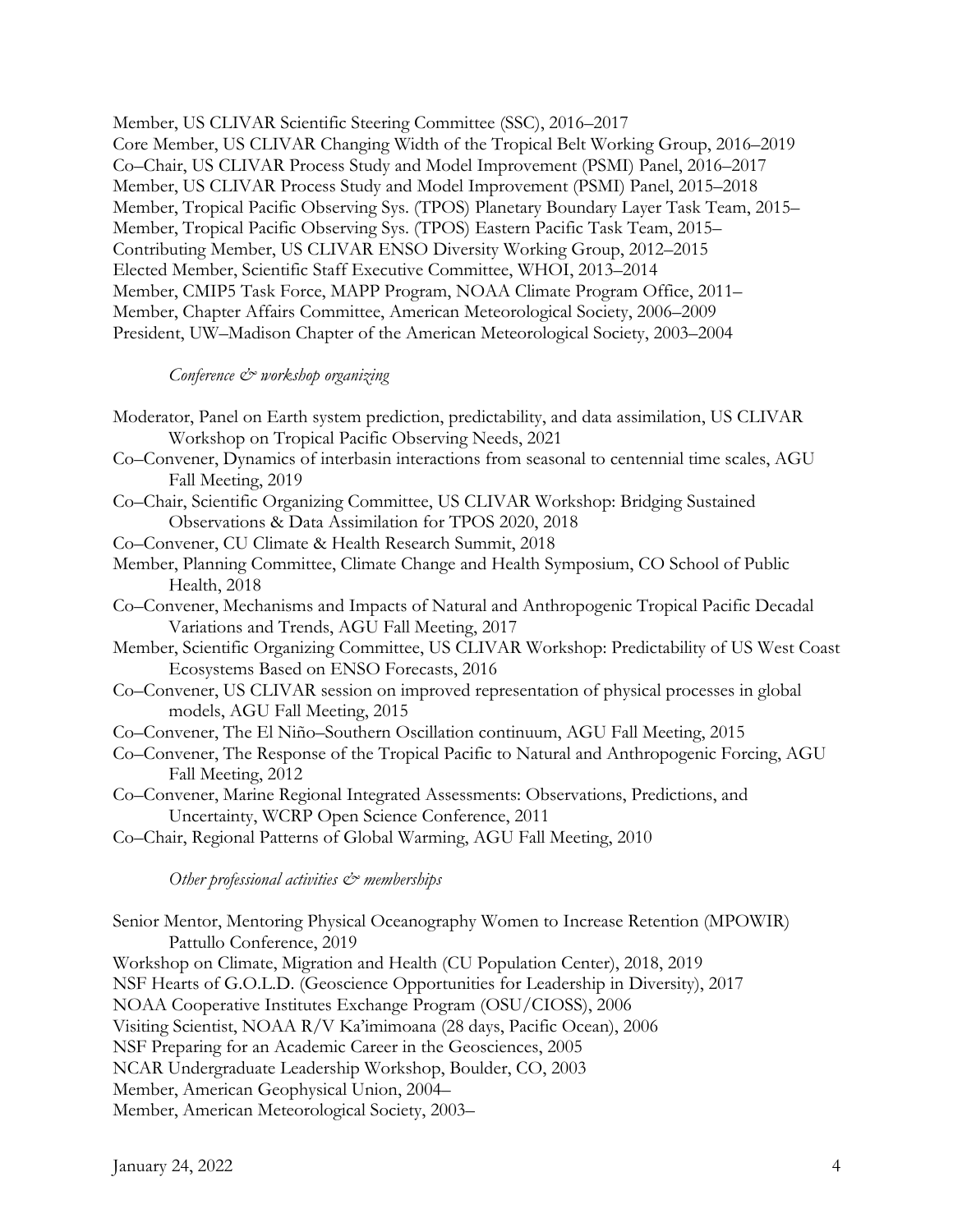Member, US CLIVAR Scientific Steering Committee (SSC), 2016–2017
Core Member, US CLIVAR Changing Width of the Tropical Belt Working Group, 2016–2019
Co–Chair, US CLIVAR Process Study and Model Improvement (PSMI) Panel, 2016–2017
Member, US CLIVAR Process Study and Model Improvement (PSMI) Panel, 2015–2018
Member, Tropical Pacific Observing Sys. (TPOS) Planetary Boundary Layer Task Team, 2015–
Member, Tropical Pacific Observing Sys. (TPOS) Eastern Pacific Task Team, 2015–
Contributing Member, US CLIVAR ENSO Diversity Working Group, 2012–2015
Elected Member, Scientific Staff Executive Committee, WHOI, 2013–2014
Member, CMIP5 Task Force, MAPP Program, NOAA Climate Program Office, 2011–
Member, Chapter Affairs Committee, American Meteorological Society, 2006–2009
President, UW–Madison Chapter of the American Meteorological Society, 2003–2004

*Conference & workshop organizing*

Moderator, Panel on Earth system prediction, predictability, and data assimilation, US CLIVAR Workshop on Tropical Pacific Observing Needs, 2021
Co–Convener, Dynamics of interbasin interactions from seasonal to centennial time scales, AGU Fall Meeting, 2019
Co–Chair, Scientific Organizing Committee, US CLIVAR Workshop: Bridging Sustained Observations & Data Assimilation for TPOS 2020, 2018
Co–Convener, CU Climate & Health Research Summit, 2018
Member, Planning Committee, Climate Change and Health Symposium, CO School of Public Health, 2018
Co–Convener, Mechanisms and Impacts of Natural and Anthropogenic Tropical Pacific Decadal Variations and Trends, AGU Fall Meeting, 2017
Member, Scientific Organizing Committee, US CLIVAR Workshop: Predictability of US West Coast Ecosystems Based on ENSO Forecasts, 2016
Co–Convener, US CLIVAR session on improved representation of physical processes in global models, AGU Fall Meeting, 2015
Co–Convener, The El Niño–Southern Oscillation continuum, AGU Fall Meeting, 2015
Co–Convener, The Response of the Tropical Pacific to Natural and Anthropogenic Forcing, AGU Fall Meeting, 2012
Co–Convener, Marine Regional Integrated Assessments: Observations, Predictions, and Uncertainty, WCRP Open Science Conference, 2011
Co–Chair, Regional Patterns of Global Warming, AGU Fall Meeting, 2010

*Other professional activities & memberships*

Senior Mentor, Mentoring Physical Oceanography Women to Increase Retention (MPOWIR) Pattullo Conference, 2019
Workshop on Climate, Migration and Health (CU Population Center), 2018, 2019
NSF Hearts of G.O.L.D. (Geoscience Opportunities for Leadership in Diversity), 2017
NOAA Cooperative Institutes Exchange Program (OSU/CIOSS), 2006
Visiting Scientist, NOAA R/V Ka'imimoana (28 days, Pacific Ocean), 2006
NSF Preparing for an Academic Career in the Geosciences, 2005
NCAR Undergraduate Leadership Workshop, Boulder, CO, 2003
Member, American Geophysical Union, 2004–
Member, American Meteorological Society, 2003–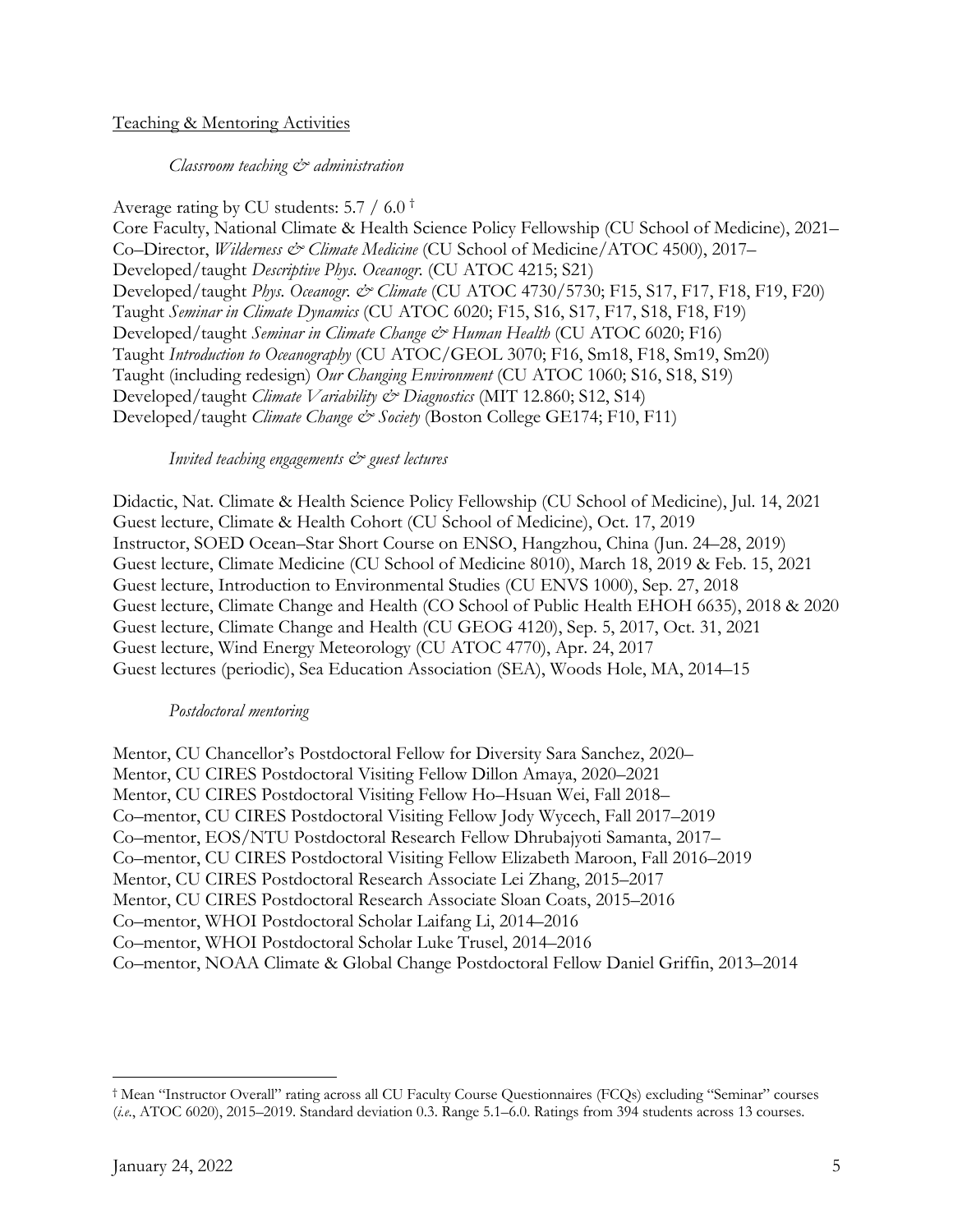Teaching & Mentoring Activities

*Classroom teaching & administration*

Average rating by CU students: 5.7 / 6.0 [†]
Core Faculty, National Climate & Health Science Policy Fellowship (CU School of Medicine), 2021–
Co–Director, *Wilderness & Climate Medicine* (CU School of Medicine/ATOC 4500), 2017–
Developed/taught *Descriptive Phys. Oceanogr.* (CU ATOC 4215; S21)
Developed/taught *Phys. Oceanogr. & Climate* (CU ATOC 4730/5730; F15, S17, F17, F18, F19, F20)
Taught *Seminar in Climate Dynamics* (CU ATOC 6020; F15, S16, S17, F17, S18, F18, F19)
Developed/taught *Seminar in Climate Change & Human Health* (CU ATOC 6020; F16)
Taught *Introduction to Oceanography* (CU ATOC/GEOL 3070; F16, Sm18, F18, Sm19, Sm20)
Taught (including redesign) *Our Changing Environment* (CU ATOC 1060; S16, S18, S19)
Developed/taught *Climate Variability & Diagnostics* (MIT 12.860; S12, S14)
Developed/taught *Climate Change & Society* (Boston College GE174; F10, F11)

*Invited teaching engagements & guest lectures*

Didactic, Nat. Climate & Health Science Policy Fellowship (CU School of Medicine), Jul. 14, 2021
Guest lecture, Climate & Health Cohort (CU School of Medicine), Oct. 17, 2019
Instructor, SOED Ocean–Star Short Course on ENSO, Hangzhou, China (Jun. 24–28, 2019)
Guest lecture, Climate Medicine (CU School of Medicine 8010), March 18, 2019 & Feb. 15, 2021
Guest lecture, Introduction to Environmental Studies (CU ENVS 1000), Sep. 27, 2018
Guest lecture, Climate Change and Health (CO School of Public Health EHOH 6635), 2018 & 2020
Guest lecture, Climate Change and Health (CU GEOG 4120), Sep. 5, 2017, Oct. 31, 2021
Guest lecture, Wind Energy Meteorology (CU ATOC 4770), Apr. 24, 2017
Guest lectures (periodic), Sea Education Association (SEA), Woods Hole, MA, 2014–15

*Postdoctoral mentoring*

Mentor, CU Chancellor's Postdoctoral Fellow for Diversity Sara Sanchez, 2020–
Mentor, CU CIRES Postdoctoral Visiting Fellow Dillon Amaya, 2020–2021
Mentor, CU CIRES Postdoctoral Visiting Fellow Ho–Hsuan Wei, Fall 2018–
Co–mentor, CU CIRES Postdoctoral Visiting Fellow Jody Wycech, Fall 2017–2019
Co–mentor, EOS/NTU Postdoctoral Research Fellow Dhrubajyoti Samanta, 2017–
Co–mentor, CU CIRES Postdoctoral Visiting Fellow Elizabeth Maroon, Fall 2016–2019
Mentor, CU CIRES Postdoctoral Research Associate Lei Zhang, 2015–2017
Mentor, CU CIRES Postdoctoral Research Associate Sloan Coats, 2015–2016
Co–mentor, WHOI Postdoctoral Scholar Laifang Li, 2014–2016
Co–mentor, WHOI Postdoctoral Scholar Luke Trusel, 2014–2016
Co–mentor, NOAA Climate & Global Change Postdoctoral Fellow Daniel Griffin, 2013–2014

---

[†] Mean "Instructor Overall" rating across all CU Faculty Course Questionnaires (FCQs) excluding "Seminar" courses (*i.e.*, ATOC 6020), 2015–2019. Standard deviation 0.3. Range 5.1–6.0. Ratings from 394 students across 13 courses.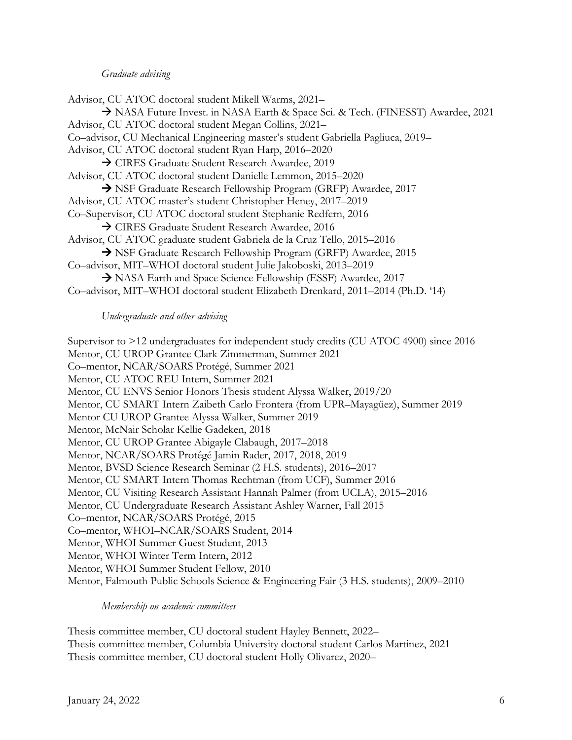*Graduate advising*

Advisor, CU ATOC doctoral student Mikell Warms, 2021–
→ NASA Future Invest. in NASA Earth & Space Sci. & Tech. (FINESST) Awardee, 2021
Advisor, CU ATOC doctoral student Megan Collins, 2021–
Co–advisor, CU Mechanical Engineering master's student Gabriella Pagliuca, 2019–
Advisor, CU ATOC doctoral student Ryan Harp, 2016–2020
→ CIRES Graduate Student Research Awardee, 2019
Advisor, CU ATOC doctoral student Danielle Lemmon, 2015–2020
→ NSF Graduate Research Fellowship Program (GRFP) Awardee, 2017
Advisor, CU ATOC master's student Christopher Heney, 2017–2019
Co–Supervisor, CU ATOC doctoral student Stephanie Redfern, 2016
→ CIRES Graduate Student Research Awardee, 2016
Advisor, CU ATOC graduate student Gabriela de la Cruz Tello, 2015–2016
→ NSF Graduate Research Fellowship Program (GRFP) Awardee, 2015
Co–advisor, MIT–WHOI doctoral student Julie Jakoboski, 2013–2019
→ NASA Earth and Space Science Fellowship (ESSF) Awardee, 2017
Co–advisor, MIT–WHOI doctoral student Elizabeth Drenkard, 2011–2014 (Ph.D. '14)

*Undergraduate and other advising*

Supervisor to >12 undergraduates for independent study credits (CU ATOC 4900) since 2016
Mentor, CU UROP Grantee Clark Zimmerman, Summer 2021
Co–mentor, NCAR/SOARS Protégé, Summer 2021
Mentor, CU ATOC REU Intern, Summer 2021
Mentor, CU ENVS Senior Honors Thesis student Alyssa Walker, 2019/20
Mentor, CU SMART Intern Zaibeth Carlo Frontera (from UPR–Mayagüez), Summer 2019
Mentor CU UROP Grantee Alyssa Walker, Summer 2019
Mentor, McNair Scholar Kellie Gadeken, 2018
Mentor, CU UROP Grantee Abigayle Clabaugh, 2017–2018
Mentor, NCAR/SOARS Protégé Jamin Rader, 2017, 2018, 2019
Mentor, BVSD Science Research Seminar (2 H.S. students), 2016–2017
Mentor, CU SMART Intern Thomas Rechtman (from UCF), Summer 2016
Mentor, CU Visiting Research Assistant Hannah Palmer (from UCLA), 2015–2016
Mentor, CU Undergraduate Research Assistant Ashley Warner, Fall 2015
Co–mentor, NCAR/SOARS Protégé, 2015
Co–mentor, WHOI–NCAR/SOARS Student, 2014
Mentor, WHOI Summer Guest Student, 2013
Mentor, WHOI Winter Term Intern, 2012
Mentor, WHOI Summer Student Fellow, 2010
Mentor, Falmouth Public Schools Science & Engineering Fair (3 H.S. students), 2009–2010

*Membership on academic committees*

Thesis committee member, CU doctoral student Hayley Bennett, 2022–
Thesis committee member, Columbia University doctoral student Carlos Martinez, 2021
Thesis committee member, CU doctoral student Holly Olivarez, 2020–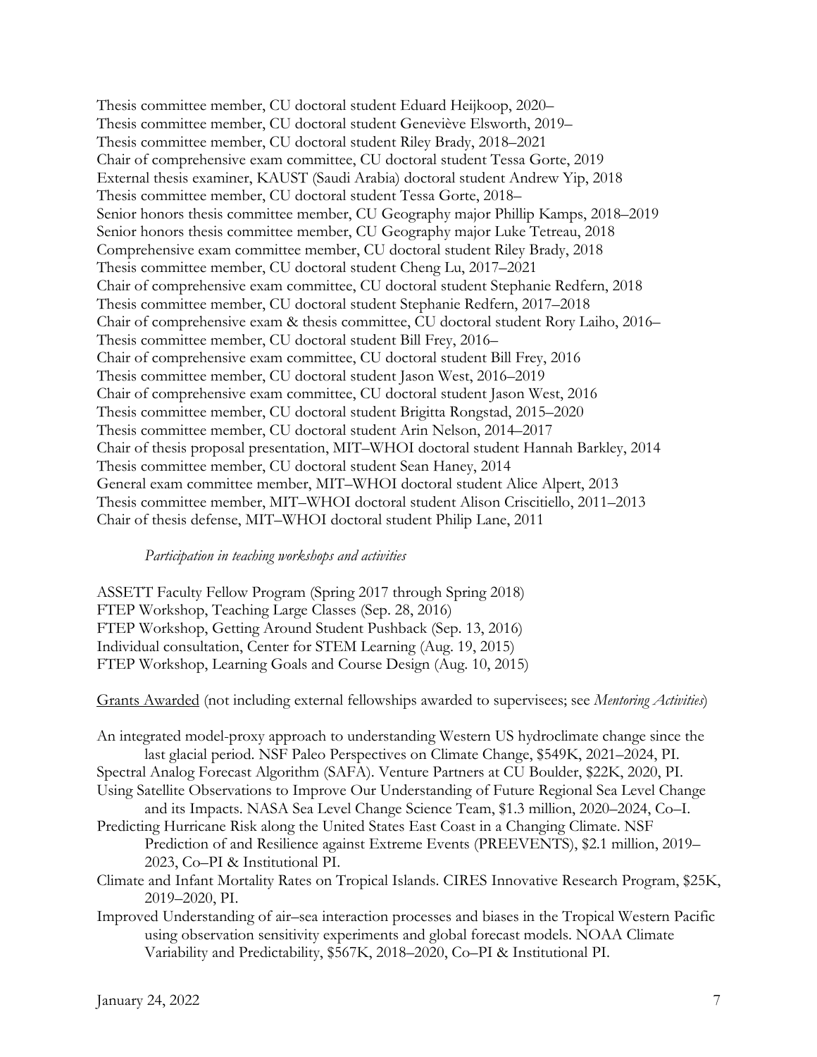Thesis committee member, CU doctoral student Eduard Heijkoop, 2020–
Thesis committee member, CU doctoral student Geneviève Elsworth, 2019–
Thesis committee member, CU doctoral student Riley Brady, 2018–2021
Chair of comprehensive exam committee, CU doctoral student Tessa Gorte, 2019
External thesis examiner, KAUST (Saudi Arabia) doctoral student Andrew Yip, 2018
Thesis committee member, CU doctoral student Tessa Gorte, 2018–
Senior honors thesis committee member, CU Geography major Phillip Kamps, 2018–2019
Senior honors thesis committee member, CU Geography major Luke Tetreau, 2018
Comprehensive exam committee member, CU doctoral student Riley Brady, 2018
Thesis committee member, CU doctoral student Cheng Lu, 2017–2021
Chair of comprehensive exam committee, CU doctoral student Stephanie Redfern, 2018
Thesis committee member, CU doctoral student Stephanie Redfern, 2017–2018
Chair of comprehensive exam & thesis committee, CU doctoral student Rory Laiho, 2016–
Thesis committee member, CU doctoral student Bill Frey, 2016–
Chair of comprehensive exam committee, CU doctoral student Bill Frey, 2016
Thesis committee member, CU doctoral student Jason West, 2016–2019
Chair of comprehensive exam committee, CU doctoral student Jason West, 2016
Thesis committee member, CU doctoral student Brigitta Rongstad, 2015–2020
Thesis committee member, CU doctoral student Arin Nelson, 2014–2017
Chair of thesis proposal presentation, MIT–WHOI doctoral student Hannah Barkley, 2014
Thesis committee member, CU doctoral student Sean Haney, 2014
General exam committee member, MIT–WHOI doctoral student Alice Alpert, 2013
Thesis committee member, MIT–WHOI doctoral student Alison Criscitiello, 2011–2013
Chair of thesis defense, MIT–WHOI doctoral student Philip Lane, 2011

*Participation in teaching workshops and activities*

ASSETT Faculty Fellow Program (Spring 2017 through Spring 2018)
FTEP Workshop, Teaching Large Classes (Sep. 28, 2016)
FTEP Workshop, Getting Around Student Pushback (Sep. 13, 2016)
Individual consultation, Center for STEM Learning (Aug. 19, 2015)
FTEP Workshop, Learning Goals and Course Design (Aug. 10, 2015)

<u>Grants Awarded</u> (not including external fellowships awarded to supervisees; see *Mentoring Activities*)

An integrated model-proxy approach to understanding Western US hydroclimate change since the last glacial period. NSF Paleo Perspectives on Climate Change, \$549K, 2021–2024, PI.

Spectral Analog Forecast Algorithm (SAFA). Venture Partners at CU Boulder, \$22K, 2020, PI.

Using Satellite Observations to Improve Our Understanding of Future Regional Sea Level Change and its Impacts. NASA Sea Level Change Science Team, \$1.3 million, 2020–2024, Co–I.

Predicting Hurricane Risk along the United States East Coast in a Changing Climate. NSF Prediction of and Resilience against Extreme Events (PREEVENTS), \$2.1 million, 2019–2023, Co–PI & Institutional PI.

Climate and Infant Mortality Rates on Tropical Islands. CIRES Innovative Research Program, \$25K, 2019–2020, PI.

Improved Understanding of air–sea interaction processes and biases in the Tropical Western Pacific using observation sensitivity experiments and global forecast models. NOAA Climate Variability and Predictability, \$567K, 2018–2020, Co–PI & Institutional PI.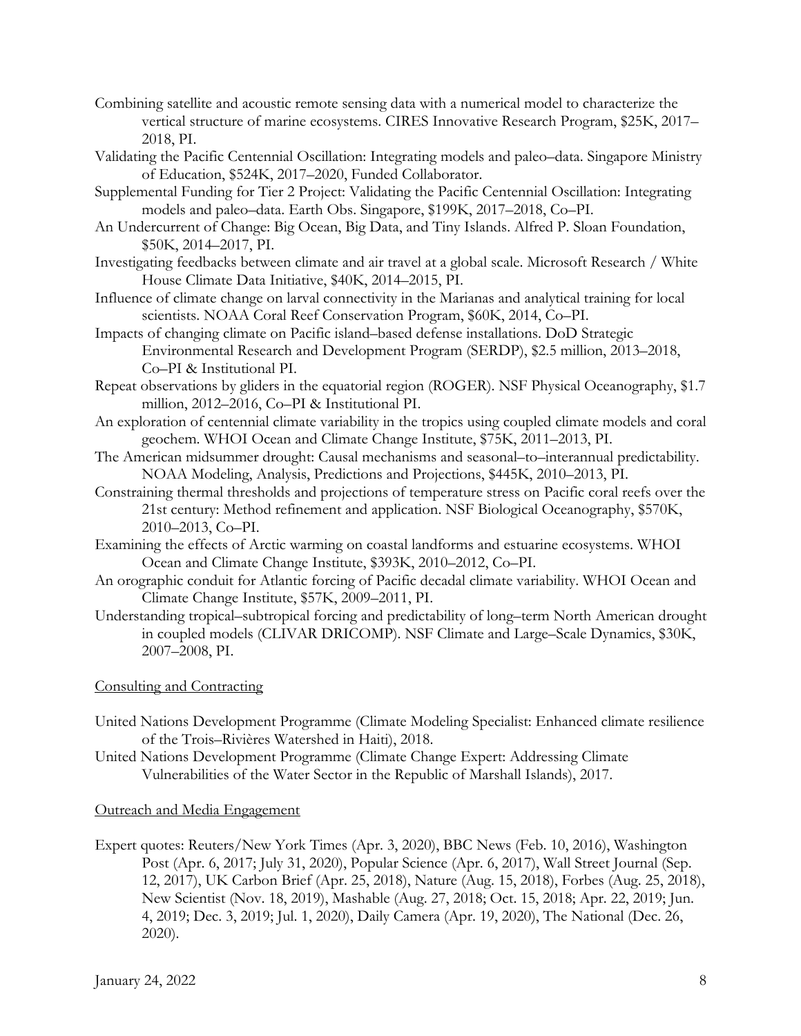Combining satellite and acoustic remote sensing data with a numerical model to characterize the vertical structure of marine ecosystems. CIRES Innovative Research Program, $25K, 2017–2018, PI.

Validating the Pacific Centennial Oscillation: Integrating models and paleo–data. Singapore Ministry of Education, $524K, 2017–2020, Funded Collaborator.

Supplemental Funding for Tier 2 Project: Validating the Pacific Centennial Oscillation: Integrating models and paleo–data. Earth Obs. Singapore, $199K, 2017–2018, Co–PI.

An Undercurrent of Change: Big Ocean, Big Data, and Tiny Islands. Alfred P. Sloan Foundation, $50K, 2014–2017, PI.

Investigating feedbacks between climate and air travel at a global scale. Microsoft Research / White House Climate Data Initiative, $40K, 2014–2015, PI.

Influence of climate change on larval connectivity in the Marianas and analytical training for local scientists. NOAA Coral Reef Conservation Program, $60K, 2014, Co–PI.

Impacts of changing climate on Pacific island–based defense installations. DoD Strategic Environmental Research and Development Program (SERDP), $2.5 million, 2013–2018, Co–PI & Institutional PI.

Repeat observations by gliders in the equatorial region (ROGER). NSF Physical Oceanography, $1.7 million, 2012–2016, Co–PI & Institutional PI.

An exploration of centennial climate variability in the tropics using coupled climate models and coral geochem. WHOI Ocean and Climate Change Institute, $75K, 2011–2013, PI.

The American midsummer drought: Causal mechanisms and seasonal–to–interannual predictability. NOAA Modeling, Analysis, Predictions and Projections, $445K, 2010–2013, PI.

Constraining thermal thresholds and projections of temperature stress on Pacific coral reefs over the 21st century: Method refinement and application. NSF Biological Oceanography, $570K, 2010–2013, Co–PI.

Examining the effects of Arctic warming on coastal landforms and estuarine ecosystems. WHOI Ocean and Climate Change Institute, $393K, 2010–2012, Co–PI.

An orographic conduit for Atlantic forcing of Pacific decadal climate variability. WHOI Ocean and Climate Change Institute, $57K, 2009–2011, PI.

Understanding tropical–subtropical forcing and predictability of long–term North American drought in coupled models (CLIVAR DRICOMP). NSF Climate and Large–Scale Dynamics, $30K, 2007–2008, PI.

## Consulting and Contracting

United Nations Development Programme (Climate Modeling Specialist: Enhanced climate resilience of the Trois–Rivières Watershed in Haiti), 2018.

United Nations Development Programme (Climate Change Expert: Addressing Climate Vulnerabilities of the Water Sector in the Republic of Marshall Islands), 2017.

## Outreach and Media Engagement

Expert quotes: Reuters/New York Times (Apr. 3, 2020), BBC News (Feb. 10, 2016), Washington Post (Apr. 6, 2017; July 31, 2020), Popular Science (Apr. 6, 2017), Wall Street Journal (Sep. 12, 2017), UK Carbon Brief (Apr. 25, 2018), Nature (Aug. 15, 2018), Forbes (Aug. 25, 2018), New Scientist (Nov. 18, 2019), Mashable (Aug. 27, 2018; Oct. 15, 2018; Apr. 22, 2019; Jun. 4, 2019; Dec. 3, 2019; Jul. 1, 2020), Daily Camera (Apr. 19, 2020), The National (Dec. 26, 2020).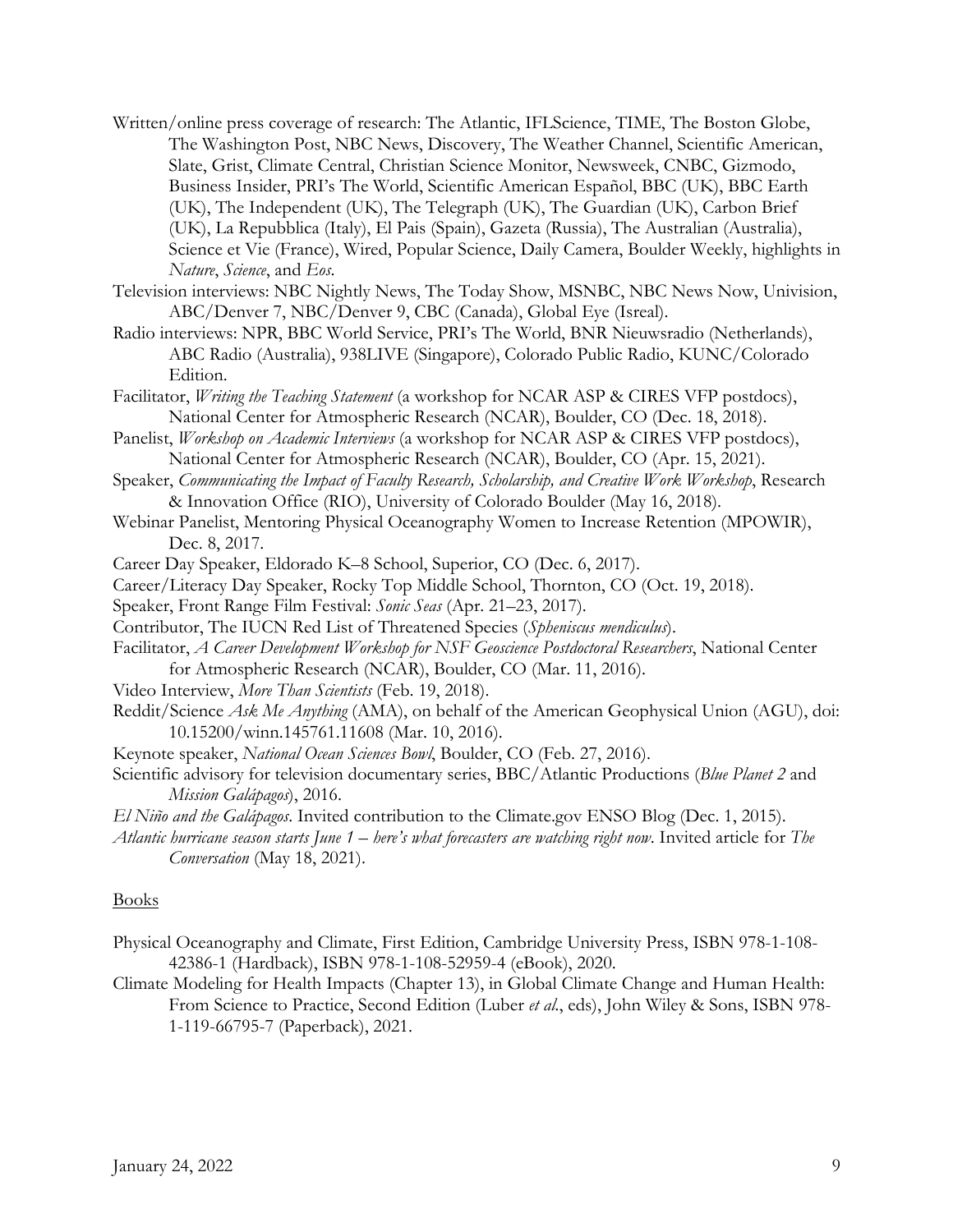Written/online press coverage of research: The Atlantic, IFLScience, TIME, The Boston Globe, The Washington Post, NBC News, Discovery, The Weather Channel, Scientific American, Slate, Grist, Climate Central, Christian Science Monitor, Newsweek, CNBC, Gizmodo, Business Insider, PRI's The World, Scientific American Español, BBC (UK), BBC Earth (UK), The Independent (UK), The Telegraph (UK), The Guardian (UK), Carbon Brief (UK), La Repubblica (Italy), El Pais (Spain), Gazeta (Russia), The Australian (Australia), Science et Vie (France), Wired, Popular Science, Daily Camera, Boulder Weekly, highlights in *Nature*, *Science*, and *Eos*.

Television interviews: NBC Nightly News, The Today Show, MSNBC, NBC News Now, Univision, ABC/Denver 7, NBC/Denver 9, CBC (Canada), Global Eye (Isreal).

Radio interviews: NPR, BBC World Service, PRI's The World, BNR Nieuwsradio (Netherlands), ABC Radio (Australia), 938LIVE (Singapore), Colorado Public Radio, KUNC/Colorado Edition.

Facilitator, *Writing the Teaching Statement* (a workshop for NCAR ASP & CIRES VFP postdocs), National Center for Atmospheric Research (NCAR), Boulder, CO (Dec. 18, 2018).

Panelist, *Workshop on Academic Interviews* (a workshop for NCAR ASP & CIRES VFP postdocs), National Center for Atmospheric Research (NCAR), Boulder, CO (Apr. 15, 2021).

Speaker, *Communicating the Impact of Faculty Research, Scholarship, and Creative Work Workshop*, Research & Innovation Office (RIO), University of Colorado Boulder (May 16, 2018).

Webinar Panelist, Mentoring Physical Oceanography Women to Increase Retention (MPOWIR), Dec. 8, 2017.

Career Day Speaker, Eldorado K–8 School, Superior, CO (Dec. 6, 2017).

Career/Literacy Day Speaker, Rocky Top Middle School, Thornton, CO (Oct. 19, 2018).

Speaker, Front Range Film Festival: *Sonic Seas* (Apr. 21–23, 2017).

Contributor, The IUCN Red List of Threatened Species (*Spheniscus mendiculus*).

Facilitator, *A Career Development Workshop for NSF Geoscience Postdoctoral Researchers*, National Center for Atmospheric Research (NCAR), Boulder, CO (Mar. 11, 2016).

Video Interview, *More Than Scientists* (Feb. 19, 2018).

Reddit/Science *Ask Me Anything* (AMA), on behalf of the American Geophysical Union (AGU), doi: 10.15200/winn.145761.11608 (Mar. 10, 2016).

Keynote speaker, *National Ocean Sciences Bowl*, Boulder, CO (Feb. 27, 2016).

Scientific advisory for television documentary series, BBC/Atlantic Productions (*Blue Planet 2* and *Mission Galápagos*), 2016.

*El Niño and the Galápagos*. Invited contribution to the Climate.gov ENSO Blog (Dec. 1, 2015).

*Atlantic hurricane season starts June 1 – here's what forecasters are watching right now*. Invited article for *The Conversation* (May 18, 2021).

## Books

Physical Oceanography and Climate, First Edition, Cambridge University Press, ISBN 978-1-108-42386-1 (Hardback), ISBN 978-1-108-52959-4 (eBook), 2020.

Climate Modeling for Health Impacts (Chapter 13), in Global Climate Change and Human Health: From Science to Practice, Second Edition (Luber *et al.*, eds), John Wiley & Sons, ISBN 978-1-119-66795-7 (Paperback), 2021.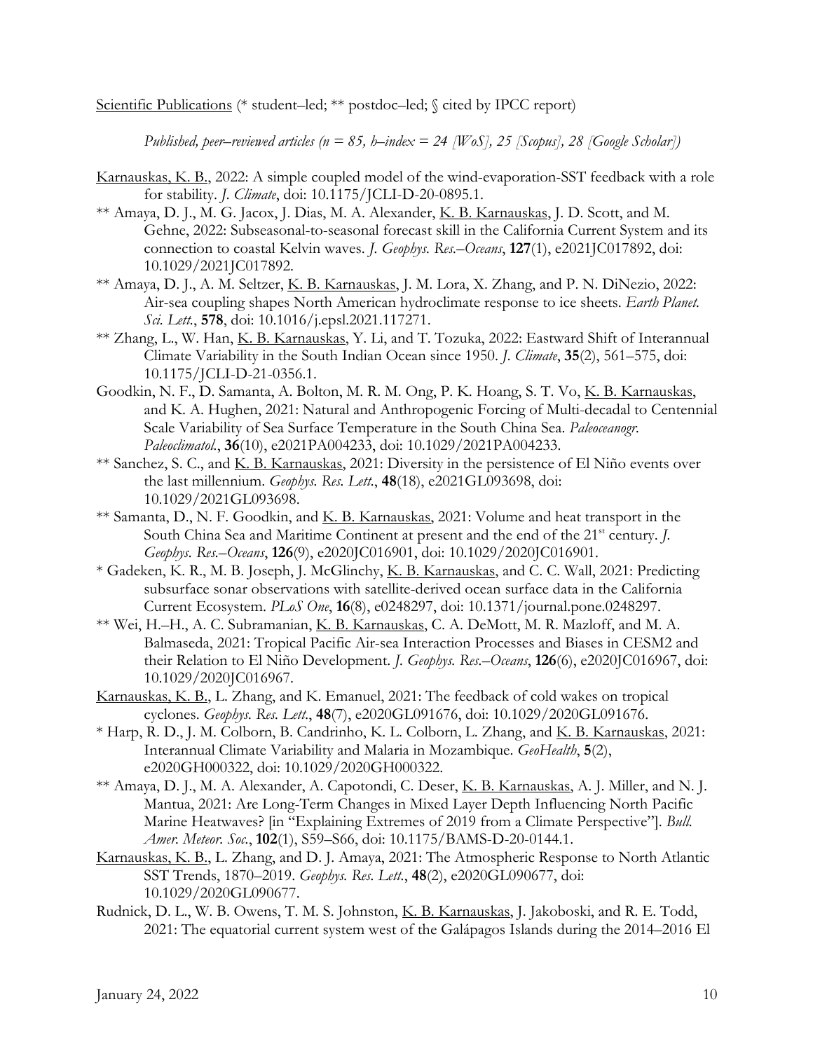Scientific Publications (* student–led; ** postdoc–led; § cited by IPCC report)

*Published, peer–reviewed articles (n = 85, h–index = 24 [WoS], 25 [Scopus], 28 [Google Scholar])*

Karnauskas, K. B., 2022: A simple coupled model of the wind-evaporation-SST feedback with a role for stability. *J. Climate*, doi: 10.1175/JCLI-D-20-0895.1.

** Amaya, D. J., M. G. Jacox, J. Dias, M. A. Alexander, K. B. Karnauskas, J. D. Scott, and M. Gehne, 2022: Subseasonal-to-seasonal forecast skill in the California Current System and its connection to coastal Kelvin waves. *J. Geophys. Res.–Oceans*, **127**(1), e2021JC017892, doi: 10.1029/2021JC017892.

** Amaya, D. J., A. M. Seltzer, K. B. Karnauskas, J. M. Lora, X. Zhang, and P. N. DiNezio, 2022: Air-sea coupling shapes North American hydroclimate response to ice sheets. *Earth Planet. Sci. Lett.*, **578**, doi: 10.1016/j.epsl.2021.117271.

** Zhang, L., W. Han, K. B. Karnauskas, Y. Li, and T. Tozuka, 2022: Eastward Shift of Interannual Climate Variability in the South Indian Ocean since 1950. *J. Climate*, **35**(2), 561–575, doi: 10.1175/JCLI-D-21-0356.1.

Goodkin, N. F., D. Samanta, A. Bolton, M. R. M. Ong, P. K. Hoang, S. T. Vo, K. B. Karnauskas, and K. A. Hughen, 2021: Natural and Anthropogenic Forcing of Multi-decadal to Centennial Scale Variability of Sea Surface Temperature in the South China Sea. *Paleoceanogr. Paleoclimatol.*, **36**(10), e2021PA004233, doi: 10.1029/2021PA004233.

** Sanchez, S. C., and K. B. Karnauskas, 2021: Diversity in the persistence of El Niño events over the last millennium. *Geophys. Res. Lett.*, **48**(18), e2021GL093698, doi: 10.1029/2021GL093698.

** Samanta, D., N. F. Goodkin, and K. B. Karnauskas, 2021: Volume and heat transport in the South China Sea and Maritime Continent at present and the end of the 21st century. *J. Geophys. Res.–Oceans*, **126**(9), e2020JC016901, doi: 10.1029/2020JC016901.

* Gadeken, K. R., M. B. Joseph, J. McGlinchy, K. B. Karnauskas, and C. C. Wall, 2021: Predicting subsurface sonar observations with satellite-derived ocean surface data in the California Current Ecosystem. *PLoS One*, **16**(8), e0248297, doi: 10.1371/journal.pone.0248297.

** Wei, H.–H., A. C. Subramanian, K. B. Karnauskas, C. A. DeMott, M. R. Mazloff, and M. A. Balmaseda, 2021: Tropical Pacific Air-sea Interaction Processes and Biases in CESM2 and their Relation to El Niño Development. *J. Geophys. Res.–Oceans*, **126**(6), e2020JC016967, doi: 10.1029/2020JC016967.

Karnauskas, K. B., L. Zhang, and K. Emanuel, 2021: The feedback of cold wakes on tropical cyclones. *Geophys. Res. Lett.*, **48**(7), e2020GL091676, doi: 10.1029/2020GL091676.

* Harp, R. D., J. M. Colborn, B. Candrinho, K. L. Colborn, L. Zhang, and K. B. Karnauskas, 2021: Interannual Climate Variability and Malaria in Mozambique. *GeoHealth*, **5**(2), e2020GH000322, doi: 10.1029/2020GH000322.

** Amaya, D. J., M. A. Alexander, A. Capotondi, C. Deser, K. B. Karnauskas, A. J. Miller, and N. J. Mantua, 2021: Are Long-Term Changes in Mixed Layer Depth Influencing North Pacific Marine Heatwaves? [in "Explaining Extremes of 2019 from a Climate Perspective"]. *Bull. Amer. Meteor. Soc.*, **102**(1), S59–S66, doi: 10.1175/BAMS-D-20-0144.1.

Karnauskas, K. B., L. Zhang, and D. J. Amaya, 2021: The Atmospheric Response to North Atlantic SST Trends, 1870–2019. *Geophys. Res. Lett.*, **48**(2), e2020GL090677, doi: 10.1029/2020GL090677.

Rudnick, D. L., W. B. Owens, T. M. S. Johnston, K. B. Karnauskas, J. Jakoboski, and R. E. Todd, 2021: The equatorial current system west of the Galápagos Islands during the 2014–2016 El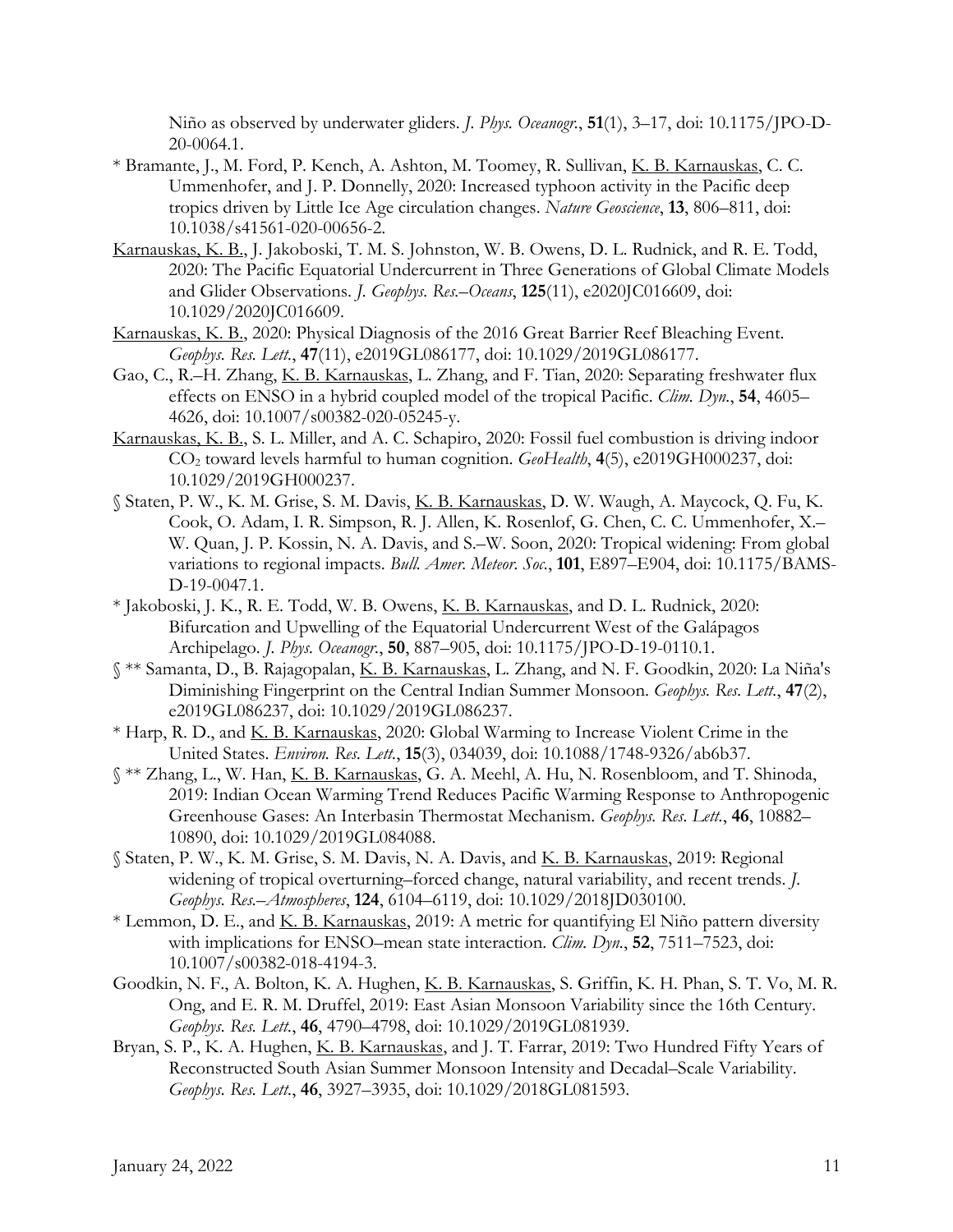Niño as observed by underwater gliders. *J. Phys. Oceanogr.*, **51**(1), 3–17, doi: 10.1175/JPO-D-20-0064.1.

* Bramante, J., M. Ford, P. Kench, A. Ashton, M. Toomey, R. Sullivan, K. B. Karnauskas, C. C. Ummenhofer, and J. P. Donnelly, 2020: Increased typhoon activity in the Pacific deep tropics driven by Little Ice Age circulation changes. *Nature Geoscience*, **13**, 806–811, doi: 10.1038/s41561-020-00656-2.

Karnauskas, K. B., J. Jakoboski, T. M. S. Johnston, W. B. Owens, D. L. Rudnick, and R. E. Todd, 2020: The Pacific Equatorial Undercurrent in Three Generations of Global Climate Models and Glider Observations. *J. Geophys. Res.–Oceans*, **125**(11), e2020JC016609, doi: 10.1029/2020JC016609.

Karnauskas, K. B., 2020: Physical Diagnosis of the 2016 Great Barrier Reef Bleaching Event. *Geophys. Res. Lett.*, **47**(11), e2019GL086177, doi: 10.1029/2019GL086177.

Gao, C., R.–H. Zhang, K. B. Karnauskas, L. Zhang, and F. Tian, 2020: Separating freshwater flux effects on ENSO in a hybrid coupled model of the tropical Pacific. *Clim. Dyn.*, **54**, 4605–4626, doi: 10.1007/s00382-020-05245-y.

Karnauskas, K. B., S. L. Miller, and A. C. Schapiro, 2020: Fossil fuel combustion is driving indoor $CO_2$ toward levels harmful to human cognition. *GeoHealth*, **4**(5), e2019GH000237, doi: 10.1029/2019GH000237.

§ Staten, P. W., K. M. Grise, S. M. Davis, K. B. Karnauskas, D. W. Waugh, A. Maycock, Q. Fu, K. Cook, O. Adam, I. R. Simpson, R. J. Allen, K. Rosenlof, G. Chen, C. C. Ummenhofer, X.–W. Quan, J. P. Kossin, N. A. Davis, and S.–W. Soon, 2020: Tropical widening: From global variations to regional impacts. *Bull. Amer. Meteor. Soc.*, **101**, E897–E904, doi: 10.1175/BAMS-D-19-0047.1.

* Jakoboski, J. K., R. E. Todd, W. B. Owens, K. B. Karnauskas, and D. L. Rudnick, 2020: Bifurcation and Upwelling of the Equatorial Undercurrent West of the Galápagos Archipelago. *J. Phys. Oceanogr.*, **50**, 887–905, doi: 10.1175/JPO-D-19-0110.1.

§ ** Samanta, D., B. Rajagopalan, K. B. Karnauskas, L. Zhang, and N. F. Goodkin, 2020: La Niña's Diminishing Fingerprint on the Central Indian Summer Monsoon. *Geophys. Res. Lett.*, **47**(2), e2019GL086237, doi: 10.1029/2019GL086237.

* Harp, R. D., and K. B. Karnauskas, 2020: Global Warming to Increase Violent Crime in the United States. *Environ. Res. Lett.*, **15**(3), 034039, doi: 10.1088/1748-9326/ab6b37.

§ ** Zhang, L., W. Han, K. B. Karnauskas, G. A. Meehl, A. Hu, N. Rosenbloom, and T. Shinoda, 2019: Indian Ocean Warming Trend Reduces Pacific Warming Response to Anthropogenic Greenhouse Gases: An Interbasin Thermostat Mechanism. *Geophys. Res. Lett.*, **46**, 10882–10890, doi: 10.1029/2019GL084088.

§ Staten, P. W., K. M. Grise, S. M. Davis, N. A. Davis, and K. B. Karnauskas, 2019: Regional widening of tropical overturning–forced change, natural variability, and recent trends. *J. Geophys. Res.–Atmospheres*, **124**, 6104–6119, doi: 10.1029/2018JD030100.

* Lemmon, D. E., and K. B. Karnauskas, 2019: A metric for quantifying El Niño pattern diversity with implications for ENSO–mean state interaction. *Clim. Dyn.*, **52**, 7511–7523, doi: 10.1007/s00382-018-4194-3.

Goodkin, N. F., A. Bolton, K. A. Hughen, K. B. Karnauskas, S. Griffin, K. H. Phan, S. T. Vo, M. R. Ong, and E. R. M. Druffel, 2019: East Asian Monsoon Variability since the 16th Century. *Geophys. Res. Lett.*, **46**, 4790–4798, doi: 10.1029/2019GL081939.

Bryan, S. P., K. A. Hughen, K. B. Karnauskas, and J. T. Farrar, 2019: Two Hundred Fifty Years of Reconstructed South Asian Summer Monsoon Intensity and Decadal–Scale Variability. *Geophys. Res. Lett.*, **46**, 3927–3935, doi: 10.1029/2018GL081593.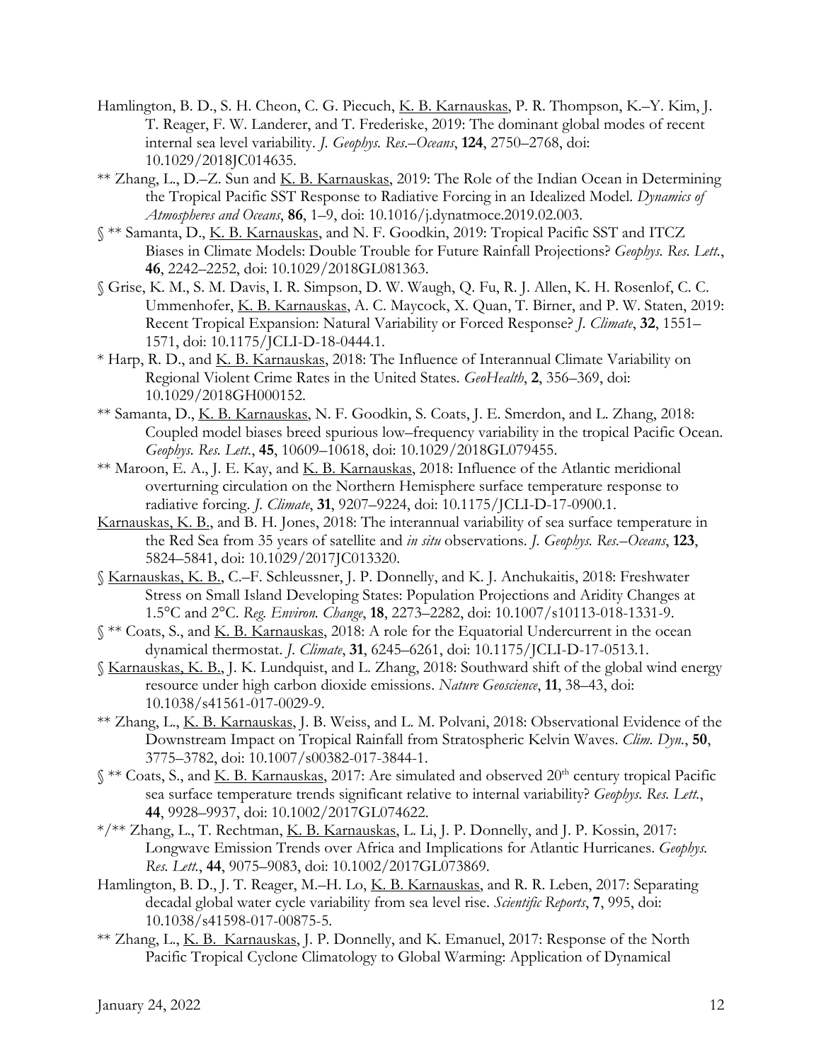Hamlington, B. D., S. H. Cheon, C. G. Piecuch, K. B. Karnauskas, P. R. Thompson, K.–Y. Kim, J. T. Reager, F. W. Landerer, and T. Frederiske, 2019: The dominant global modes of recent internal sea level variability. *J. Geophys. Res.–Oceans*, **124**, 2750–2768, doi: 10.1029/2018JC014635.

** Zhang, L., D.–Z. Sun and K. B. Karnauskas, 2019: The Role of the Indian Ocean in Determining the Tropical Pacific SST Response to Radiative Forcing in an Idealized Model. *Dynamics of Atmospheres and Oceans*, **86**, 1–9, doi: 10.1016/j.dynatmoce.2019.02.003.

§ ** Samanta, D., K. B. Karnauskas, and N. F. Goodkin, 2019: Tropical Pacific SST and ITCZ Biases in Climate Models: Double Trouble for Future Rainfall Projections? *Geophys. Res. Lett.*, **46**, 2242–2252, doi: 10.1029/2018GL081363.

§ Grise, K. M., S. M. Davis, I. R. Simpson, D. W. Waugh, Q. Fu, R. J. Allen, K. H. Rosenlof, C. C. Ummenhofer, K. B. Karnauskas, A. C. Maycock, X. Quan, T. Birner, and P. W. Staten, 2019: Recent Tropical Expansion: Natural Variability or Forced Response? *J. Climate*, **32**, 1551–1571, doi: 10.1175/JCLI-D-18-0444.1.

* Harp, R. D., and K. B. Karnauskas, 2018: The Influence of Interannual Climate Variability on Regional Violent Crime Rates in the United States. *GeoHealth*, **2**, 356–369, doi: 10.1029/2018GH000152.

** Samanta, D., K. B. Karnauskas, N. F. Goodkin, S. Coats, J. E. Smerdon, and L. Zhang, 2018: Coupled model biases breed spurious low–frequency variability in the tropical Pacific Ocean. *Geophys. Res. Lett.*, **45**, 10609–10618, doi: 10.1029/2018GL079455.

** Maroon, E. A., J. E. Kay, and K. B. Karnauskas, 2018: Influence of the Atlantic meridional overturning circulation on the Northern Hemisphere surface temperature response to radiative forcing. *J. Climate*, **31**, 9207–9224, doi: 10.1175/JCLI-D-17-0900.1.

Karnauskas, K. B., and B. H. Jones, 2018: The interannual variability of sea surface temperature in the Red Sea from 35 years of satellite and *in situ* observations. *J. Geophys. Res.–Oceans*, **123**, 5824–5841, doi: 10.1029/2017JC013320.

§ Karnauskas, K. B., C.–F. Schleussner, J. P. Donnelly, and K. J. Anchukaitis, 2018: Freshwater Stress on Small Island Developing States: Population Projections and Aridity Changes at 1.5°C and 2°C. *Reg. Environ. Change*, **18**, 2273–2282, doi: 10.1007/s10113-018-1331-9.

§ ** Coats, S., and K. B. Karnauskas, 2018: A role for the Equatorial Undercurrent in the ocean dynamical thermostat. *J. Climate*, **31**, 6245–6261, doi: 10.1175/JCLI-D-17-0513.1.

§ Karnauskas, K. B., J. K. Lundquist, and L. Zhang, 2018: Southward shift of the global wind energy resource under high carbon dioxide emissions. *Nature Geoscience*, **11**, 38–43, doi: 10.1038/s41561-017-0029-9.

** Zhang, L., K. B. Karnauskas, J. B. Weiss, and L. M. Polvani, 2018: Observational Evidence of the Downstream Impact on Tropical Rainfall from Stratospheric Kelvin Waves. *Clim. Dyn.*, **50**, 3775–3782, doi: 10.1007/s00382-017-3844-1.

§ ** Coats, S., and K. B. Karnauskas, 2017: Are simulated and observed 20th century tropical Pacific sea surface temperature trends significant relative to internal variability? *Geophys. Res. Lett.*, **44**, 9928–9937, doi: 10.1002/2017GL074622.

*/** Zhang, L., T. Rechtman, K. B. Karnauskas, L. Li, J. P. Donnelly, and J. P. Kossin, 2017: Longwave Emission Trends over Africa and Implications for Atlantic Hurricanes. *Geophys. Res. Lett.*, **44**, 9075–9083, doi: 10.1002/2017GL073869.

Hamlington, B. D., J. T. Reager, M.–H. Lo, K. B. Karnauskas, and R. R. Leben, 2017: Separating decadal global water cycle variability from sea level rise. *Scientific Reports*, **7**, 995, doi: 10.1038/s41598-017-00875-5.

** Zhang, L., K. B. Karnauskas, J. P. Donnelly, and K. Emanuel, 2017: Response of the North Pacific Tropical Cyclone Climatology to Global Warming: Application of Dynamical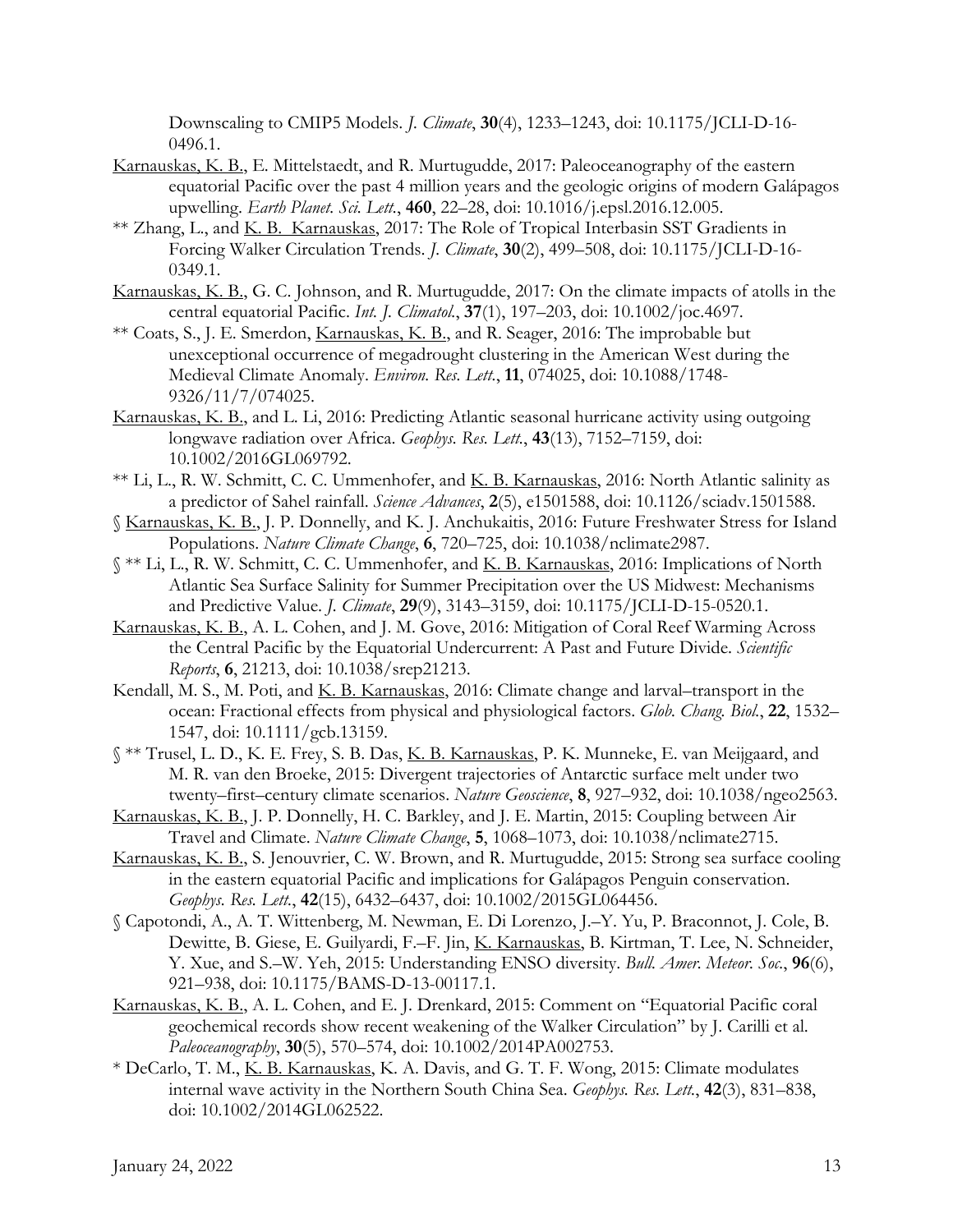Downscaling to CMIP5 Models. *J. Climate*, **30**(4), 1233–1243, doi: 10.1175/JCLI-D-16-0496.1.

Karnauskas, K. B., E. Mittelstaedt, and R. Murtugudde, 2017: Paleoceanography of the eastern equatorial Pacific over the past 4 million years and the geologic origins of modern Galápagos upwelling. *Earth Planet. Sci. Lett.*, **460**, 22–28, doi: 10.1016/j.epsl.2016.12.005.

** Zhang, L., and K. B. Karnauskas, 2017: The Role of Tropical Interbasin SST Gradients in Forcing Walker Circulation Trends. *J. Climate*, **30**(2), 499–508, doi: 10.1175/JCLI-D-16-0349.1.

Karnauskas, K. B., G. C. Johnson, and R. Murtugudde, 2017: On the climate impacts of atolls in the central equatorial Pacific. *Int. J. Climatol.*, **37**(1), 197–203, doi: 10.1002/joc.4697.

** Coats, S., J. E. Smerdon, Karnauskas, K. B., and R. Seager, 2016: The improbable but unexceptional occurrence of megadrought clustering in the American West during the Medieval Climate Anomaly. *Environ. Res. Lett.*, **11**, 074025, doi: 10.1088/1748-9326/11/7/074025.

Karnauskas, K. B., and L. Li, 2016: Predicting Atlantic seasonal hurricane activity using outgoing longwave radiation over Africa. *Geophys. Res. Lett.*, **43**(13), 7152–7159, doi: 10.1002/2016GL069792.

** Li, L., R. W. Schmitt, C. C. Ummenhofer, and K. B. Karnauskas, 2016: North Atlantic salinity as a predictor of Sahel rainfall. *Science Advances*, **2**(5), e1501588, doi: 10.1126/sciadv.1501588.

§ Karnauskas, K. B., J. P. Donnelly, and K. J. Anchukaitis, 2016: Future Freshwater Stress for Island Populations. *Nature Climate Change*, **6**, 720–725, doi: 10.1038/nclimate2987.

§ ** Li, L., R. W. Schmitt, C. C. Ummenhofer, and K. B. Karnauskas, 2016: Implications of North Atlantic Sea Surface Salinity for Summer Precipitation over the US Midwest: Mechanisms and Predictive Value. *J. Climate*, **29**(9), 3143–3159, doi: 10.1175/JCLI-D-15-0520.1.

Karnauskas, K. B., A. L. Cohen, and J. M. Gove, 2016: Mitigation of Coral Reef Warming Across the Central Pacific by the Equatorial Undercurrent: A Past and Future Divide. *Scientific Reports*, **6**, 21213, doi: 10.1038/srep21213.

Kendall, M. S., M. Poti, and K. B. Karnauskas, 2016: Climate change and larval–transport in the ocean: Fractional effects from physical and physiological factors. *Glob. Chang. Biol.*, **22**, 1532–1547, doi: 10.1111/gcb.13159.

§ ** Trusel, L. D., K. E. Frey, S. B. Das, K. B. Karnauskas, P. K. Munneke, E. van Meijgaard, and M. R. van den Broeke, 2015: Divergent trajectories of Antarctic surface melt under two twenty–first–century climate scenarios. *Nature Geoscience*, **8**, 927–932, doi: 10.1038/ngeo2563.

Karnauskas, K. B., J. P. Donnelly, H. C. Barkley, and J. E. Martin, 2015: Coupling between Air Travel and Climate. *Nature Climate Change*, **5**, 1068–1073, doi: 10.1038/nclimate2715.

Karnauskas, K. B., S. Jenouvrier, C. W. Brown, and R. Murtugudde, 2015: Strong sea surface cooling in the eastern equatorial Pacific and implications for Galápagos Penguin conservation. *Geophys. Res. Lett.*, **42**(15), 6432–6437, doi: 10.1002/2015GL064456.

§ Capotondi, A., A. T. Wittenberg, M. Newman, E. Di Lorenzo, J.–Y. Yu, P. Braconnot, J. Cole, B. Dewitte, B. Giese, E. Guilyardi, F.–F. Jin, K. Karnauskas, B. Kirtman, T. Lee, N. Schneider, Y. Xue, and S.–W. Yeh, 2015: Understanding ENSO diversity. *Bull. Amer. Meteor. Soc.*, **96**(6), 921–938, doi: 10.1175/BAMS-D-13-00117.1.

Karnauskas, K. B., A. L. Cohen, and E. J. Drenkard, 2015: Comment on "Equatorial Pacific coral geochemical records show recent weakening of the Walker Circulation" by J. Carilli et al. *Paleoceanography*, **30**(5), 570–574, doi: 10.1002/2014PA002753.

* DeCarlo, T. M., K. B. Karnauskas, K. A. Davis, and G. T. F. Wong, 2015: Climate modulates internal wave activity in the Northern South China Sea. *Geophys. Res. Lett.*, **42**(3), 831–838, doi: 10.1002/2014GL062522.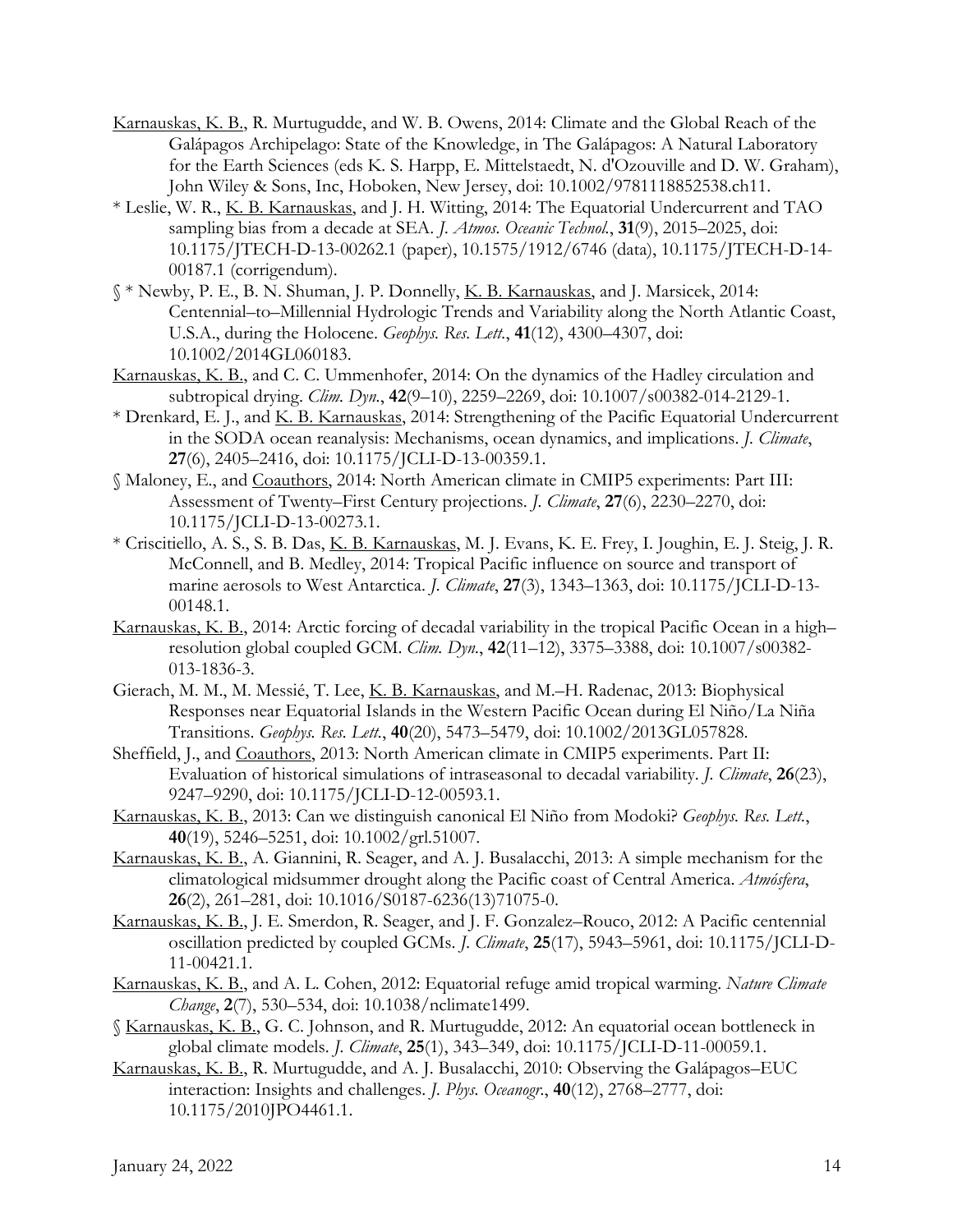Karnauskas, K. B., R. Murtugudde, and W. B. Owens, 2014: Climate and the Global Reach of the Galápagos Archipelago: State of the Knowledge, in The Galápagos: A Natural Laboratory for the Earth Sciences (eds K. S. Harpp, E. Mittelstaedt, N. d'Ozouville and D. W. Graham), John Wiley & Sons, Inc, Hoboken, New Jersey, doi: 10.1002/9781118852538.ch11.

* Leslie, W. R., K. B. Karnauskas, and J. H. Witting, 2014: The Equatorial Undercurrent and TAO sampling bias from a decade at SEA. *J. Atmos. Oceanic Technol.*, **31**(9), 2015–2025, doi: 10.1175/JTECH-D-13-00262.1 (paper), 10.1575/1912/6746 (data), 10.1175/JTECH-D-14-00187.1 (corrigendum).

§ * Newby, P. E., B. N. Shuman, J. P. Donnelly, K. B. Karnauskas, and J. Marsicek, 2014: Centennial–to–Millennial Hydrologic Trends and Variability along the North Atlantic Coast, U.S.A., during the Holocene. *Geophys. Res. Lett.*, **41**(12), 4300–4307, doi: 10.1002/2014GL060183.

Karnauskas, K. B., and C. C. Ummenhofer, 2014: On the dynamics of the Hadley circulation and subtropical drying. *Clim. Dyn.*, **42**(9–10), 2259–2269, doi: 10.1007/s00382-014-2129-1.

* Drenkard, E. J., and K. B. Karnauskas, 2014: Strengthening of the Pacific Equatorial Undercurrent in the SODA ocean reanalysis: Mechanisms, ocean dynamics, and implications. *J. Climate*, **27**(6), 2405–2416, doi: 10.1175/JCLI-D-13-00359.1.

§ Maloney, E., and Coauthors, 2014: North American climate in CMIP5 experiments: Part III: Assessment of Twenty–First Century projections. *J. Climate*, **27**(6), 2230–2270, doi: 10.1175/JCLI-D-13-00273.1.

* Criscitiello, A. S., S. B. Das, K. B. Karnauskas, M. J. Evans, K. E. Frey, I. Joughin, E. J. Steig, J. R. McConnell, and B. Medley, 2014: Tropical Pacific influence on source and transport of marine aerosols to West Antarctica. *J. Climate*, **27**(3), 1343–1363, doi: 10.1175/JCLI-D-13-00148.1.

Karnauskas, K. B., 2014: Arctic forcing of decadal variability in the tropical Pacific Ocean in a high–resolution global coupled GCM. *Clim. Dyn.*, **42**(11–12), 3375–3388, doi: 10.1007/s00382-013-1836-3.

Gierach, M. M., M. Messié, T. Lee, K. B. Karnauskas, and M.–H. Radenac, 2013: Biophysical Responses near Equatorial Islands in the Western Pacific Ocean during El Niño/La Niña Transitions. *Geophys. Res. Lett.*, **40**(20), 5473–5479, doi: 10.1002/2013GL057828.

Sheffield, J., and Coauthors, 2013: North American climate in CMIP5 experiments. Part II: Evaluation of historical simulations of intraseasonal to decadal variability. *J. Climate*, **26**(23), 9247–9290, doi: 10.1175/JCLI-D-12-00593.1.

Karnauskas, K. B., 2013: Can we distinguish canonical El Niño from Modoki? *Geophys. Res. Lett.*, **40**(19), 5246–5251, doi: 10.1002/grl.51007.

Karnauskas, K. B., A. Giannini, R. Seager, and A. J. Busalacchi, 2013: A simple mechanism for the climatological midsummer drought along the Pacific coast of Central America. *Atmósfera*, **26**(2), 261–281, doi: 10.1016/S0187-6236(13)71075-0.

Karnauskas, K. B., J. E. Smerdon, R. Seager, and J. F. Gonzalez–Rouco, 2012: A Pacific centennial oscillation predicted by coupled GCMs. *J. Climate*, **25**(17), 5943–5961, doi: 10.1175/JCLI-D-11-00421.1.

Karnauskas, K. B., and A. L. Cohen, 2012: Equatorial refuge amid tropical warming. *Nature Climate Change*, **2**(7), 530–534, doi: 10.1038/nclimate1499.

§ Karnauskas, K. B., G. C. Johnson, and R. Murtugudde, 2012: An equatorial ocean bottleneck in global climate models. *J. Climate*, **25**(1), 343–349, doi: 10.1175/JCLI-D-11-00059.1.

Karnauskas, K. B., R. Murtugudde, and A. J. Busalacchi, 2010: Observing the Galápagos–EUC interaction: Insights and challenges. *J. Phys. Oceanogr.*, **40**(12), 2768–2777, doi: 10.1175/2010JPO4461.1.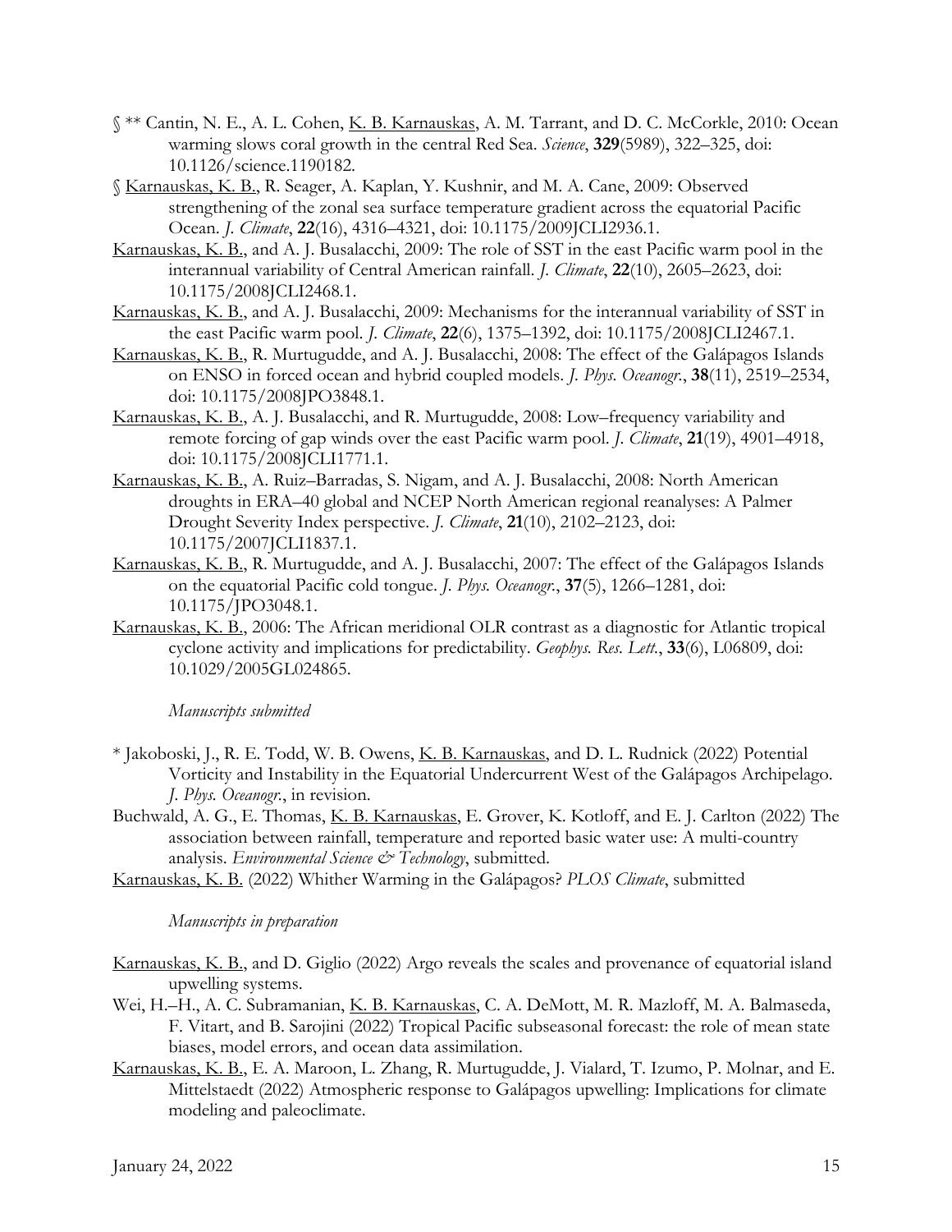§ ** Cantin, N. E., A. L. Cohen, K. B. Karnauskas, A. M. Tarrant, and D. C. McCorkle, 2010: Ocean warming slows coral growth in the central Red Sea. *Science*, **329**(5989), 322–325, doi: 10.1126/science.1190182.

§ Karnauskas, K. B., R. Seager, A. Kaplan, Y. Kushnir, and M. A. Cane, 2009: Observed strengthening of the zonal sea surface temperature gradient across the equatorial Pacific Ocean. *J. Climate*, **22**(16), 4316–4321, doi: 10.1175/2009JCLI2936.1.

Karnauskas, K. B., and A. J. Busalacchi, 2009: The role of SST in the east Pacific warm pool in the interannual variability of Central American rainfall. *J. Climate*, **22**(10), 2605–2623, doi: 10.1175/2008JCLI2468.1.

Karnauskas, K. B., and A. J. Busalacchi, 2009: Mechanisms for the interannual variability of SST in the east Pacific warm pool. *J. Climate*, **22**(6), 1375–1392, doi: 10.1175/2008JCLI2467.1.

Karnauskas, K. B., R. Murtugudde, and A. J. Busalacchi, 2008: The effect of the Galápagos Islands on ENSO in forced ocean and hybrid coupled models. *J. Phys. Oceanogr.*, **38**(11), 2519–2534, doi: 10.1175/2008JPO3848.1.

Karnauskas, K. B., A. J. Busalacchi, and R. Murtugudde, 2008: Low–frequency variability and remote forcing of gap winds over the east Pacific warm pool. *J. Climate*, **21**(19), 4901–4918, doi: 10.1175/2008JCLI1771.1.

Karnauskas, K. B., A. Ruiz–Barradas, S. Nigam, and A. J. Busalacchi, 2008: North American droughts in ERA–40 global and NCEP North American regional reanalyses: A Palmer Drought Severity Index perspective. *J. Climate*, **21**(10), 2102–2123, doi: 10.1175/2007JCLI1837.1.

Karnauskas, K. B., R. Murtugudde, and A. J. Busalacchi, 2007: The effect of the Galápagos Islands on the equatorial Pacific cold tongue. *J. Phys. Oceanogr.*, **37**(5), 1266–1281, doi: 10.1175/JPO3048.1.

Karnauskas, K. B., 2006: The African meridional OLR contrast as a diagnostic for Atlantic tropical cyclone activity and implications for predictability. *Geophys. Res. Lett.*, **33**(6), L06809, doi: 10.1029/2005GL024865.

*Manuscripts submitted*

* Jakoboski, J., R. E. Todd, W. B. Owens, K. B. Karnauskas, and D. L. Rudnick (2022) Potential Vorticity and Instability in the Equatorial Undercurrent West of the Galápagos Archipelago. *J. Phys. Oceanogr.*, in revision.

Buchwald, A. G., E. Thomas, K. B. Karnauskas, E. Grover, K. Kotloff, and E. J. Carlton (2022) The association between rainfall, temperature and reported basic water use: A multi-country analysis. *Environmental Science & Technology*, submitted.

Karnauskas, K. B. (2022) Whither Warming in the Galápagos? *PLOS Climate*, submitted

*Manuscripts in preparation*

Karnauskas, K. B., and D. Giglio (2022) Argo reveals the scales and provenance of equatorial island upwelling systems.

Wei, H.–H., A. C. Subramanian, K. B. Karnauskas, C. A. DeMott, M. R. Mazloff, M. A. Balmaseda, F. Vitart, and B. Sarojini (2022) Tropical Pacific subseasonal forecast: the role of mean state biases, model errors, and ocean data assimilation.

Karnauskas, K. B., E. A. Maroon, L. Zhang, R. Murtugudde, J. Vialard, T. Izumo, P. Molnar, and E. Mittelstaedt (2022) Atmospheric response to Galápagos upwelling: Implications for climate modeling and paleoclimate.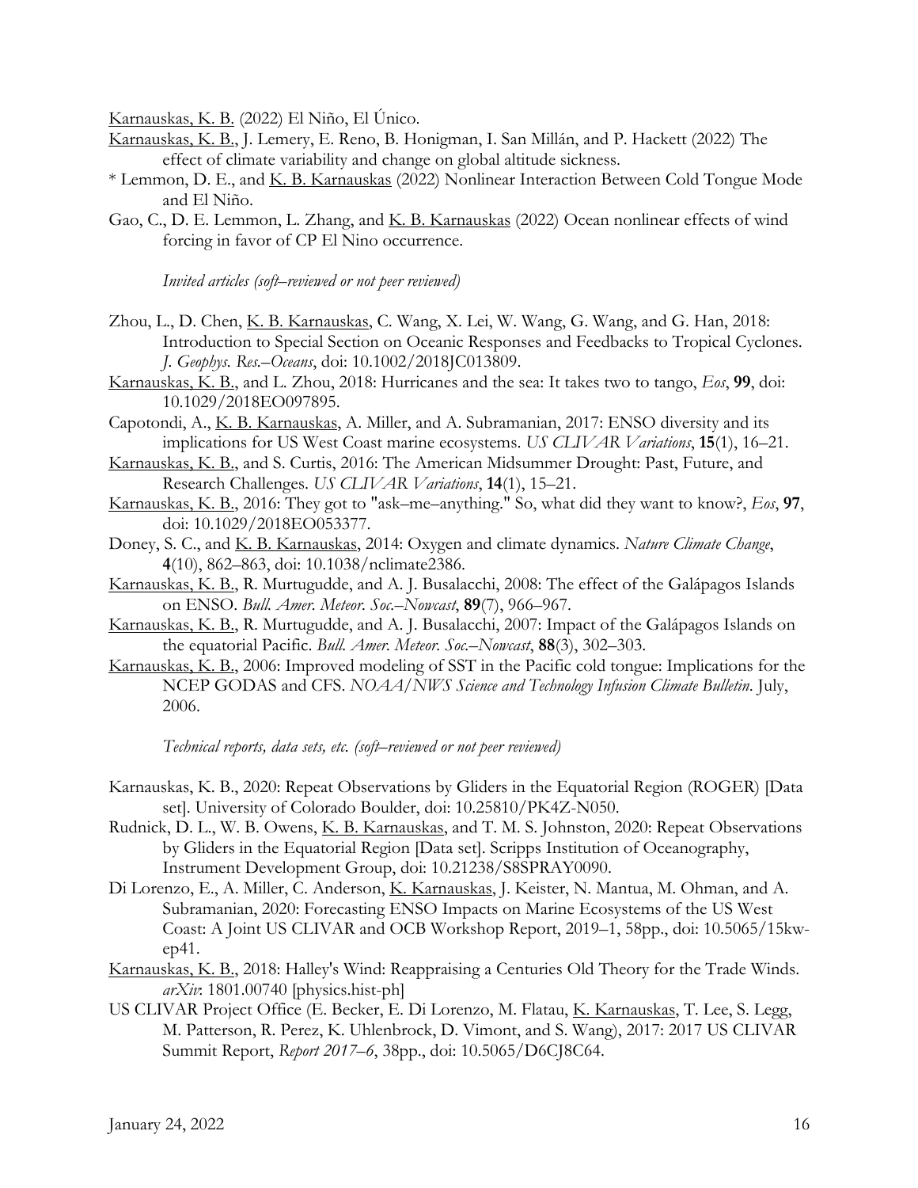Karnauskas, K. B. (2022) El Niño, El Único.

Karnauskas, K. B., J. Lemery, E. Reno, B. Honigman, I. San Millán, and P. Hackett (2022) The effect of climate variability and change on global altitude sickness.

* Lemmon, D. E., and K. B. Karnauskas (2022) Nonlinear Interaction Between Cold Tongue Mode and El Niño.

Gao, C., D. E. Lemmon, L. Zhang, and K. B. Karnauskas (2022) Ocean nonlinear effects of wind forcing in favor of CP El Nino occurrence.

*Invited articles (soft–reviewed or not peer reviewed)*

Zhou, L., D. Chen, K. B. Karnauskas, C. Wang, X. Lei, W. Wang, G. Wang, and G. Han, 2018: Introduction to Special Section on Oceanic Responses and Feedbacks to Tropical Cyclones. *J. Geophys. Res.–Oceans*, doi: 10.1002/2018JC013809.

Karnauskas, K. B., and L. Zhou, 2018: Hurricanes and the sea: It takes two to tango, *Eos*, **99**, doi: 10.1029/2018EO097895.

Capotondi, A., K. B. Karnauskas, A. Miller, and A. Subramanian, 2017: ENSO diversity and its implications for US West Coast marine ecosystems. *US CLIVAR Variations*, **15**(1), 16–21.

Karnauskas, K. B., and S. Curtis, 2016: The American Midsummer Drought: Past, Future, and Research Challenges. *US CLIVAR Variations*, **14**(1), 15–21.

Karnauskas, K. B., 2016: They got to "ask–me–anything." So, what did they want to know?, *Eos*, **97**, doi: 10.1029/2018EO053377.

Doney, S. C., and K. B. Karnauskas, 2014: Oxygen and climate dynamics. *Nature Climate Change*, **4**(10), 862–863, doi: 10.1038/nclimate2386.

Karnauskas, K. B., R. Murtugudde, and A. J. Busalacchi, 2008: The effect of the Galápagos Islands on ENSO. *Bull. Amer. Meteor. Soc.–Nowcast*, **89**(7), 966–967.

Karnauskas, K. B., R. Murtugudde, and A. J. Busalacchi, 2007: Impact of the Galápagos Islands on the equatorial Pacific. *Bull. Amer. Meteor. Soc.–Nowcast*, **88**(3), 302–303.

Karnauskas, K. B., 2006: Improved modeling of SST in the Pacific cold tongue: Implications for the NCEP GODAS and CFS. *NOAA/NWS Science and Technology Infusion Climate Bulletin*. July, 2006.

*Technical reports, data sets, etc. (soft–reviewed or not peer reviewed)*

Karnauskas, K. B., 2020: Repeat Observations by Gliders in the Equatorial Region (ROGER) [Data set]. University of Colorado Boulder, doi: 10.25810/PK4Z-N050.

Rudnick, D. L., W. B. Owens, K. B. Karnauskas, and T. M. S. Johnston, 2020: Repeat Observations by Gliders in the Equatorial Region [Data set]. Scripps Institution of Oceanography, Instrument Development Group, doi: 10.21238/S8SPRAY0090.

Di Lorenzo, E., A. Miller, C. Anderson, K. Karnauskas, J. Keister, N. Mantua, M. Ohman, and A. Subramanian, 2020: Forecasting ENSO Impacts on Marine Ecosystems of the US West Coast: A Joint US CLIVAR and OCB Workshop Report, 2019–1, 58pp., doi: 10.5065/15kw-ep41.

Karnauskas, K. B., 2018: Halley's Wind: Reappraising a Centuries Old Theory for the Trade Winds. *arXiv*: 1801.00740 [physics.hist-ph]

US CLIVAR Project Office (E. Becker, E. Di Lorenzo, M. Flatau, K. Karnauskas, T. Lee, S. Legg, M. Patterson, R. Perez, K. Uhlenbrock, D. Vimont, and S. Wang), 2017: 2017 US CLIVAR Summit Report, *Report 2017–6*, 38pp., doi: 10.5065/D6CJ8C64.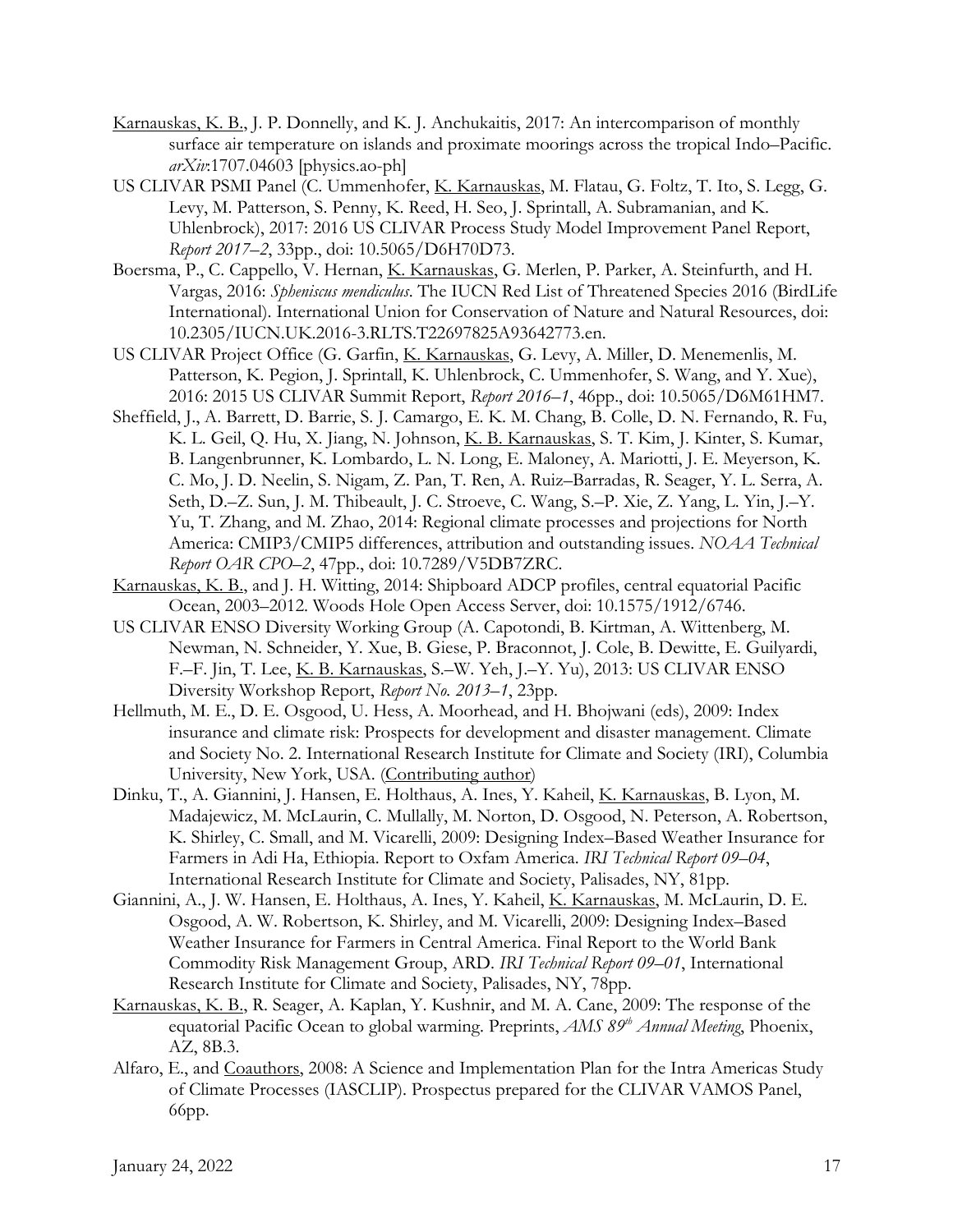Karnauskas, K. B., J. P. Donnelly, and K. J. Anchukaitis, 2017: An intercomparison of monthly surface air temperature on islands and proximate moorings across the tropical Indo–Pacific. *arXiv*:1707.04603 [physics.ao-ph]

US CLIVAR PSMI Panel (C. Ummenhofer, K. Karnauskas, M. Flatau, G. Foltz, T. Ito, S. Legg, G. Levy, M. Patterson, S. Penny, K. Reed, H. Seo, J. Sprintall, A. Subramanian, and K. Uhlenbrock), 2017: 2016 US CLIVAR Process Study Model Improvement Panel Report, *Report 2017–2*, 33pp., doi: 10.5065/D6H70D73.

Boersma, P., C. Cappello, V. Hernan, K. Karnauskas, G. Merlen, P. Parker, A. Steinfurth, and H. Vargas, 2016: *Spheniscus mendiculus*. The IUCN Red List of Threatened Species 2016 (BirdLife International). International Union for Conservation of Nature and Natural Resources, doi: 10.2305/IUCN.UK.2016-3.RLTS.T22697825A93642773.en.

US CLIVAR Project Office (G. Garfin, K. Karnauskas, G. Levy, A. Miller, D. Menemenlis, M. Patterson, K. Pegion, J. Sprintall, K. Uhlenbrock, C. Ummenhofer, S. Wang, and Y. Xue), 2016: 2015 US CLIVAR Summit Report, *Report 2016–1*, 46pp., doi: 10.5065/D6M61HM7.

Sheffield, J., A. Barrett, D. Barrie, S. J. Camargo, E. K. M. Chang, B. Colle, D. N. Fernando, R. Fu, K. L. Geil, Q. Hu, X. Jiang, N. Johnson, K. B. Karnauskas, S. T. Kim, J. Kinter, S. Kumar, B. Langenbrunner, K. Lombardo, L. N. Long, E. Maloney, A. Mariotti, J. E. Meyerson, K. C. Mo, J. D. Neelin, S. Nigam, Z. Pan, T. Ren, A. Ruiz–Barradas, R. Seager, Y. L. Serra, A. Seth, D.–Z. Sun, J. M. Thibeault, J. C. Stroeve, C. Wang, S.–P. Xie, Z. Yang, L. Yin, J.–Y. Yu, T. Zhang, and M. Zhao, 2014: Regional climate processes and projections for North America: CMIP3/CMIP5 differences, attribution and outstanding issues. *NOAA Technical Report OAR CPO–2*, 47pp., doi: 10.7289/V5DB7ZRC.

Karnauskas, K. B., and J. H. Witting, 2014: Shipboard ADCP profiles, central equatorial Pacific Ocean, 2003–2012. Woods Hole Open Access Server, doi: 10.1575/1912/6746.

US CLIVAR ENSO Diversity Working Group (A. Capotondi, B. Kirtman, A. Wittenberg, M. Newman, N. Schneider, Y. Xue, B. Giese, P. Braconnot, J. Cole, B. Dewitte, E. Guilyardi, F.–F. Jin, T. Lee, K. B. Karnauskas, S.–W. Yeh, J.–Y. Yu), 2013: US CLIVAR ENSO Diversity Workshop Report, *Report No. 2013–1*, 23pp.

Hellmuth, M. E., D. E. Osgood, U. Hess, A. Moorhead, and H. Bhojwani (eds), 2009: Index insurance and climate risk: Prospects for development and disaster management. Climate and Society No. 2. International Research Institute for Climate and Society (IRI), Columbia University, New York, USA. (Contributing author)

Dinku, T., A. Giannini, J. Hansen, E. Holthaus, A. Ines, Y. Kaheil, K. Karnauskas, B. Lyon, M. Madajewicz, M. McLaurin, C. Mullally, M. Norton, D. Osgood, N. Peterson, A. Robertson, K. Shirley, C. Small, and M. Vicarelli, 2009: Designing Index–Based Weather Insurance for Farmers in Adi Ha, Ethiopia. Report to Oxfam America. *IRI Technical Report 09–04*, International Research Institute for Climate and Society, Palisades, NY, 81pp.

Giannini, A., J. W. Hansen, E. Holthaus, A. Ines, Y. Kaheil, K. Karnauskas, M. McLaurin, D. E. Osgood, A. W. Robertson, K. Shirley, and M. Vicarelli, 2009: Designing Index–Based Weather Insurance for Farmers in Central America. Final Report to the World Bank Commodity Risk Management Group, ARD. *IRI Technical Report 09–01*, International Research Institute for Climate and Society, Palisades, NY, 78pp.

Karnauskas, K. B., R. Seager, A. Kaplan, Y. Kushnir, and M. A. Cane, 2009: The response of the equatorial Pacific Ocean to global warming. Preprints, *AMS 89th Annual Meeting*, Phoenix, AZ, 8B.3.

Alfaro, E., and Coauthors, 2008: A Science and Implementation Plan for the Intra Americas Study of Climate Processes (IASCLIP). Prospectus prepared for the CLIVAR VAMOS Panel, 66pp.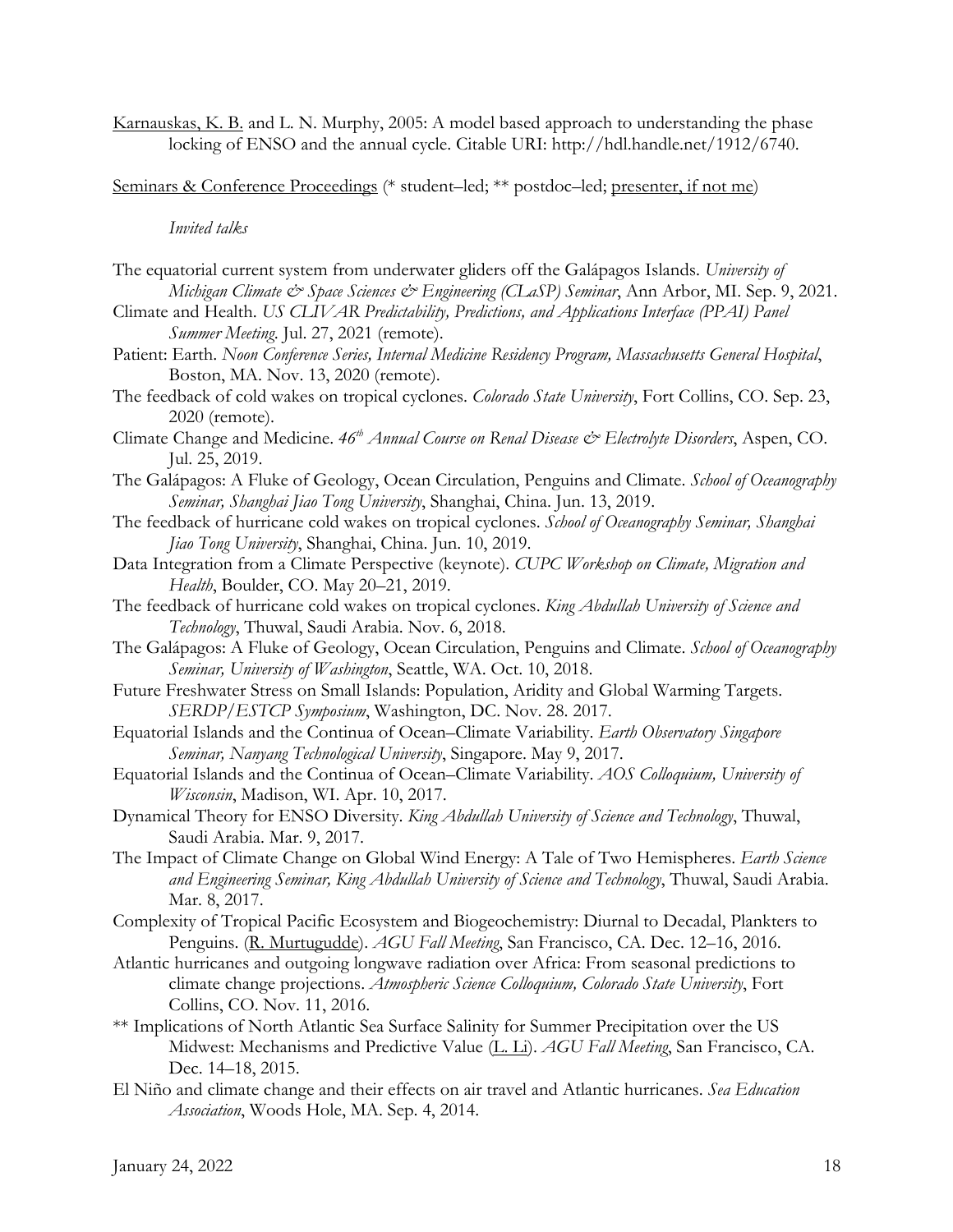Karnauskas, K. B. and L. N. Murphy, 2005: A model based approach to understanding the phase locking of ENSO and the annual cycle. Citable URI: http://hdl.handle.net/1912/6740.

Seminars & Conference Proceedings (* student–led; ** postdoc–led; presenter, if not me)

*Invited talks*

The equatorial current system from underwater gliders off the Galápagos Islands. *University of Michigan Climate & Space Sciences & Engineering (CLaSP) Seminar*, Ann Arbor, MI. Sep. 9, 2021.

Climate and Health. *US CLIVAR Predictability, Predictions, and Applications Interface (PPAI) Panel Summer Meeting*. Jul. 27, 2021 (remote).

Patient: Earth. *Noon Conference Series, Internal Medicine Residency Program, Massachusetts General Hospital*, Boston, MA. Nov. 13, 2020 (remote).

The feedback of cold wakes on tropical cyclones. *Colorado State University*, Fort Collins, CO. Sep. 23, 2020 (remote).

Climate Change and Medicine. *46th Annual Course on Renal Disease & Electrolyte Disorders*, Aspen, CO. Jul. 25, 2019.

The Galápagos: A Fluke of Geology, Ocean Circulation, Penguins and Climate. *School of Oceanography Seminar, Shanghai Jiao Tong University*, Shanghai, China. Jun. 13, 2019.

The feedback of hurricane cold wakes on tropical cyclones. *School of Oceanography Seminar, Shanghai Jiao Tong University*, Shanghai, China. Jun. 10, 2019.

Data Integration from a Climate Perspective (keynote). *CUPC Workshop on Climate, Migration and Health*, Boulder, CO. May 20–21, 2019.

The feedback of hurricane cold wakes on tropical cyclones. *King Abdullah University of Science and Technology*, Thuwal, Saudi Arabia. Nov. 6, 2018.

The Galápagos: A Fluke of Geology, Ocean Circulation, Penguins and Climate. *School of Oceanography Seminar, University of Washington*, Seattle, WA. Oct. 10, 2018.

Future Freshwater Stress on Small Islands: Population, Aridity and Global Warming Targets. *SERDP/ESTCP Symposium*, Washington, DC. Nov. 28. 2017.

Equatorial Islands and the Continua of Ocean–Climate Variability. *Earth Observatory Singapore Seminar, Nanyang Technological University*, Singapore. May 9, 2017.

Equatorial Islands and the Continua of Ocean–Climate Variability. *AOS Colloquium, University of Wisconsin*, Madison, WI. Apr. 10, 2017.

Dynamical Theory for ENSO Diversity. *King Abdullah University of Science and Technology*, Thuwal, Saudi Arabia. Mar. 9, 2017.

The Impact of Climate Change on Global Wind Energy: A Tale of Two Hemispheres. *Earth Science and Engineering Seminar, King Abdullah University of Science and Technology*, Thuwal, Saudi Arabia. Mar. 8, 2017.

Complexity of Tropical Pacific Ecosystem and Biogeochemistry: Diurnal to Decadal, Plankters to Penguins. (R. Murtugudde). *AGU Fall Meeting*, San Francisco, CA. Dec. 12–16, 2016.

Atlantic hurricanes and outgoing longwave radiation over Africa: From seasonal predictions to climate change projections. *Atmospheric Science Colloquium, Colorado State University*, Fort Collins, CO. Nov. 11, 2016.

** Implications of North Atlantic Sea Surface Salinity for Summer Precipitation over the US Midwest: Mechanisms and Predictive Value (L. Li). *AGU Fall Meeting*, San Francisco, CA. Dec. 14–18, 2015.

El Niño and climate change and their effects on air travel and Atlantic hurricanes. *Sea Education Association*, Woods Hole, MA. Sep. 4, 2014.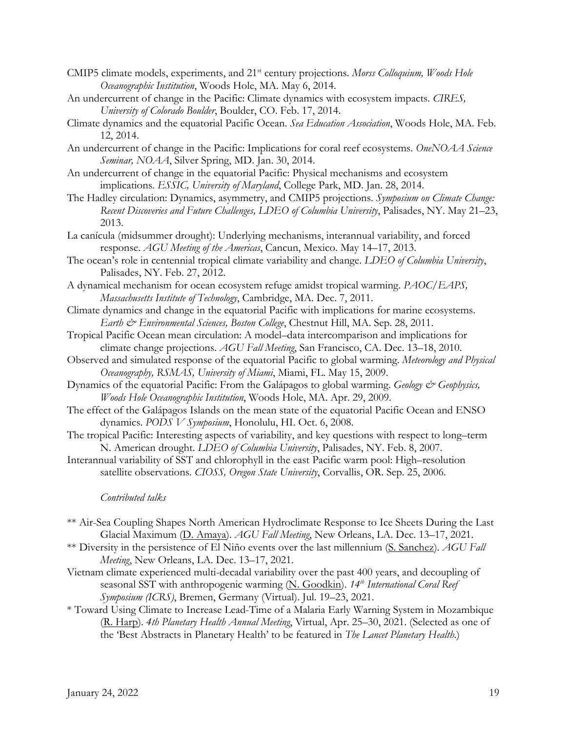CMIP5 climate models, experiments, and 21st century projections. *Morss Colloquium, Woods Hole Oceanographic Institution*, Woods Hole, MA. May 6, 2014.

An undercurrent of change in the Pacific: Climate dynamics with ecosystem impacts. *CIRES, University of Colorado Boulder*, Boulder, CO. Feb. 17, 2014.

Climate dynamics and the equatorial Pacific Ocean. *Sea Education Association*, Woods Hole, MA. Feb. 12, 2014.

An undercurrent of change in the Pacific: Implications for coral reef ecosystems. *OneNOAA Science Seminar, NOAA*, Silver Spring, MD. Jan. 30, 2014.

An undercurrent of change in the equatorial Pacific: Physical mechanisms and ecosystem implications. *ESSIC, University of Maryland*, College Park, MD. Jan. 28, 2014.

The Hadley circulation: Dynamics, asymmetry, and CMIP5 projections. *Symposium on Climate Change: Recent Discoveries and Future Challenges, LDEO of Columbia University*, Palisades, NY. May 21–23, 2013.

La canícula (midsummer drought): Underlying mechanisms, interannual variability, and forced response. *AGU Meeting of the Americas*, Cancun, Mexico. May 14–17, 2013.

The ocean's role in centennial tropical climate variability and change. *LDEO of Columbia University*, Palisades, NY. Feb. 27, 2012.

A dynamical mechanism for ocean ecosystem refuge amidst tropical warming. *PAOC/EAPS, Massachusetts Institute of Technology*, Cambridge, MA. Dec. 7, 2011.

Climate dynamics and change in the equatorial Pacific with implications for marine ecosystems. *Earth & Environmental Sciences, Boston College*, Chestnut Hill, MA. Sep. 28, 2011.

Tropical Pacific Ocean mean circulation: A model–data intercomparison and implications for climate change projections. *AGU Fall Meeting*, San Francisco, CA. Dec. 13–18, 2010.

Observed and simulated response of the equatorial Pacific to global warming. *Meteorology and Physical Oceanography, RSMAS, University of Miami*, Miami, FL. May 15, 2009.

Dynamics of the equatorial Pacific: From the Galápagos to global warming. *Geology & Geophysics, Woods Hole Oceanographic Institution*, Woods Hole, MA. Apr. 29, 2009.

The effect of the Galápagos Islands on the mean state of the equatorial Pacific Ocean and ENSO dynamics. *PODS V Symposium*, Honolulu, HI. Oct. 6, 2008.

The tropical Pacific: Interesting aspects of variability, and key questions with respect to long–term N. American drought. *LDEO of Columbia University*, Palisades, NY. Feb. 8, 2007.

Interannual variability of SST and chlorophyll in the east Pacific warm pool: High–resolution satellite observations. *CIOSS, Oregon State University*, Corvallis, OR. Sep. 25, 2006.

*Contributed talks*

** Air-Sea Coupling Shapes North American Hydroclimate Response to Ice Sheets During the Last Glacial Maximum (D. Amaya). *AGU Fall Meeting*, New Orleans, LA. Dec. 13–17, 2021.

** Diversity in the persistence of El Niño events over the last millennium (S. Sanchez). *AGU Fall Meeting*, New Orleans, LA. Dec. 13–17, 2021.

Vietnam climate experienced multi-decadal variability over the past 400 years, and decoupling of seasonal SST with anthropogenic warming (N. Goodkin). *14th International Coral Reef Symposium (ICRS)*, Bremen, Germany (Virtual). Jul. 19–23, 2021.

* Toward Using Climate to Increase Lead-Time of a Malaria Early Warning System in Mozambique (R. Harp). *4th Planetary Health Annual Meeting*, Virtual, Apr. 25–30, 2021. (Selected as one of the 'Best Abstracts in Planetary Health' to be featured in *The Lancet Planetary Health*.)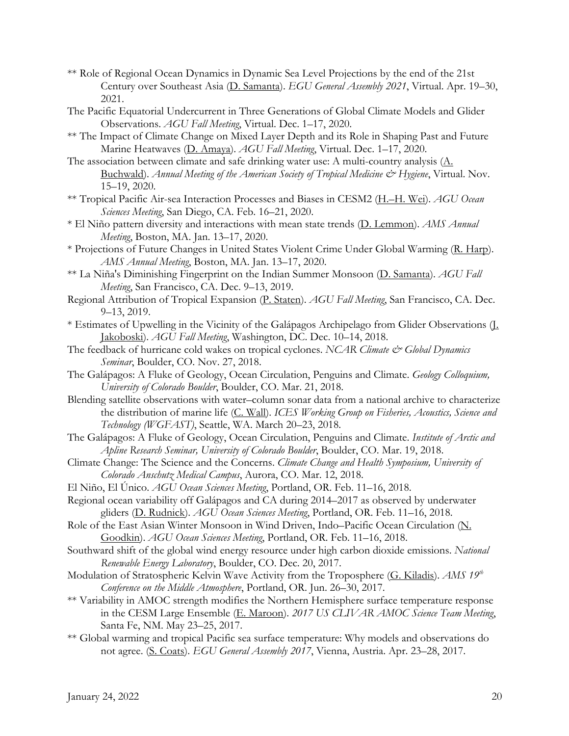** Role of Regional Ocean Dynamics in Dynamic Sea Level Projections by the end of the 21st Century over Southeast Asia (D. Samanta). *EGU General Assembly 2021*, Virtual. Apr. 19–30, 2021.

The Pacific Equatorial Undercurrent in Three Generations of Global Climate Models and Glider Observations. *AGU Fall Meeting*, Virtual. Dec. 1–17, 2020.

** The Impact of Climate Change on Mixed Layer Depth and its Role in Shaping Past and Future Marine Heatwaves (D. Amaya). *AGU Fall Meeting*, Virtual. Dec. 1–17, 2020.

The association between climate and safe drinking water use: A multi-country analysis (A. Buchwald). *Annual Meeting of the American Society of Tropical Medicine & Hygiene*, Virtual. Nov. 15–19, 2020.

** Tropical Pacific Air-sea Interaction Processes and Biases in CESM2 (H.–H. Wei). *AGU Ocean Sciences Meeting*, San Diego, CA. Feb. 16–21, 2020.

* El Niño pattern diversity and interactions with mean state trends (D. Lemmon). *AMS Annual Meeting*, Boston, MA. Jan. 13–17, 2020.

* Projections of Future Changes in United States Violent Crime Under Global Warming (R. Harp). *AMS Annual Meeting*, Boston, MA. Jan. 13–17, 2020.

** La Niña's Diminishing Fingerprint on the Indian Summer Monsoon (D. Samanta). *AGU Fall Meeting*, San Francisco, CA. Dec. 9–13, 2019.

Regional Attribution of Tropical Expansion (P. Staten). *AGU Fall Meeting*, San Francisco, CA. Dec. 9–13, 2019.

* Estimates of Upwelling in the Vicinity of the Galápagos Archipelago from Glider Observations (J. Jakoboski). *AGU Fall Meeting*, Washington, DC. Dec. 10–14, 2018.

The feedback of hurricane cold wakes on tropical cyclones. *NCAR Climate & Global Dynamics Seminar*, Boulder, CO. Nov. 27, 2018.

The Galápagos: A Fluke of Geology, Ocean Circulation, Penguins and Climate. *Geology Colloquium, University of Colorado Boulder*, Boulder, CO. Mar. 21, 2018.

Blending satellite observations with water–column sonar data from a national archive to characterize the distribution of marine life (C. Wall). *ICES Working Group on Fisheries, Acoustics, Science and Technology (WGFAST)*, Seattle, WA. March 20–23, 2018.

The Galápagos: A Fluke of Geology, Ocean Circulation, Penguins and Climate. *Institute of Arctic and Apline Research Seminar, University of Colorado Boulder*, Boulder, CO. Mar. 19, 2018.

Climate Change: The Science and the Concerns. *Climate Change and Health Symposium, University of Colorado Anschutz Medical Campus*, Aurora, CO. Mar. 12, 2018.

El Niño, El Único. *AGU Ocean Sciences Meeting*, Portland, OR. Feb. 11–16, 2018.

Regional ocean variability off Galápagos and CA during 2014–2017 as observed by underwater gliders (D. Rudnick). *AGU Ocean Sciences Meeting*, Portland, OR. Feb. 11–16, 2018.

Role of the East Asian Winter Monsoon in Wind Driven, Indo–Pacific Ocean Circulation (N. Goodkin). *AGU Ocean Sciences Meeting*, Portland, OR. Feb. 11–16, 2018.

Southward shift of the global wind energy resource under high carbon dioxide emissions. *National Renewable Energy Laboratory*, Boulder, CO. Dec. 20, 2017.

Modulation of Stratospheric Kelvin Wave Activity from the Troposphere (G. Kiladis). *AMS 19th Conference on the Middle Atmosphere*, Portland, OR. Jun. 26–30, 2017.

** Variability in AMOC strength modifies the Northern Hemisphere surface temperature response in the CESM Large Ensemble (E. Maroon). *2017 US CLIVAR AMOC Science Team Meeting*, Santa Fe, NM. May 23–25, 2017.

** Global warming and tropical Pacific sea surface temperature: Why models and observations do not agree. (S. Coats). *EGU General Assembly 2017*, Vienna, Austria. Apr. 23–28, 2017.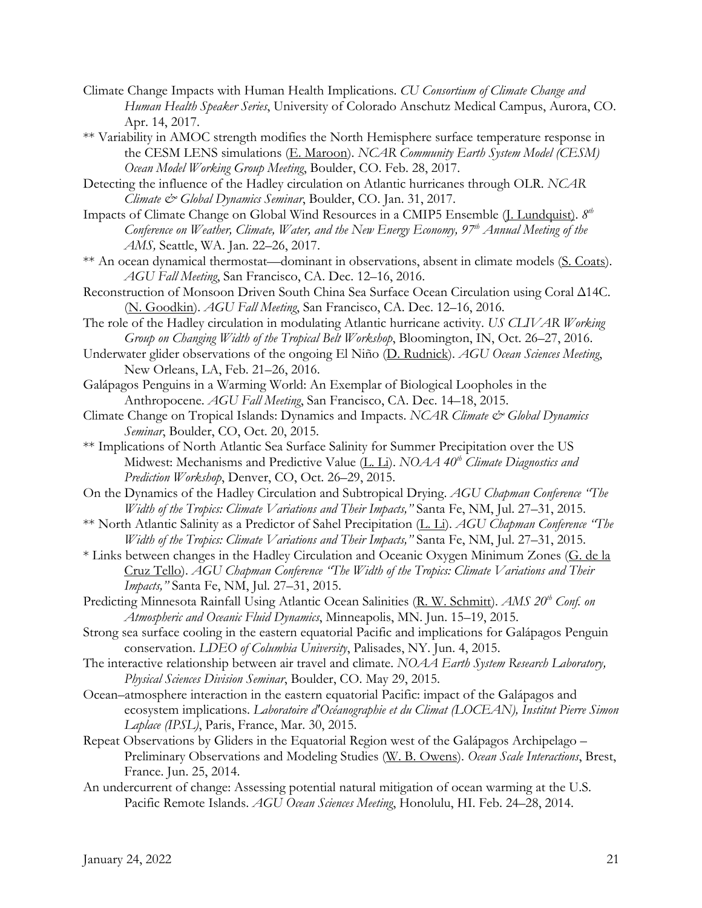Climate Change Impacts with Human Health Implications. *CU Consortium of Climate Change and Human Health Speaker Series*, University of Colorado Anschutz Medical Campus, Aurora, CO. Apr. 14, 2017.

** Variability in AMOC strength modifies the North Hemisphere surface temperature response in the CESM LENS simulations (<u>E. Maroon</u>). *NCAR Community Earth System Model (CESM) Ocean Model Working Group Meeting*, Boulder, CO. Feb. 28, 2017.

Detecting the influence of the Hadley circulation on Atlantic hurricanes through OLR. *NCAR Climate & Global Dynamics Seminar*, Boulder, CO. Jan. 31, 2017.

Impacts of Climate Change on Global Wind Resources in a CMIP5 Ensemble (<u>J. Lundquist</u>). *8th Conference on Weather, Climate, Water, and the New Energy Economy, 97th Annual Meeting of the AMS,* Seattle, WA. Jan. 22–26, 2017.

** An ocean dynamical thermostat—dominant in observations, absent in climate models (<u>S. Coats</u>). *AGU Fall Meeting*, San Francisco, CA. Dec. 12–16, 2016.

Reconstruction of Monsoon Driven South China Sea Surface Ocean Circulation using Coral Δ14C. (<u>N. Goodkin</u>). *AGU Fall Meeting*, San Francisco, CA. Dec. 12–16, 2016.

The role of the Hadley circulation in modulating Atlantic hurricane activity. *US CLIVAR Working Group on Changing Width of the Tropical Belt Workshop*, Bloomington, IN, Oct. 26–27, 2016.

Underwater glider observations of the ongoing El Niño (<u>D. Rudnick</u>). *AGU Ocean Sciences Meeting*, New Orleans, LA, Feb. 21–26, 2016.

Galápagos Penguins in a Warming World: An Exemplar of Biological Loopholes in the Anthropocene. *AGU Fall Meeting*, San Francisco, CA. Dec. 14–18, 2015.

Climate Change on Tropical Islands: Dynamics and Impacts. *NCAR Climate & Global Dynamics Seminar*, Boulder, CO, Oct. 20, 2015.

** Implications of North Atlantic Sea Surface Salinity for Summer Precipitation over the US Midwest: Mechanisms and Predictive Value (<u>L. Li</u>). *NOAA 40th Climate Diagnostics and Prediction Workshop*, Denver, CO, Oct. 26–29, 2015.

On the Dynamics of the Hadley Circulation and Subtropical Drying. *AGU Chapman Conference "The Width of the Tropics: Climate Variations and Their Impacts,"* Santa Fe, NM, Jul. 27–31, 2015.

** North Atlantic Salinity as a Predictor of Sahel Precipitation (<u>L. Li</u>). *AGU Chapman Conference "The Width of the Tropics: Climate Variations and Their Impacts,"* Santa Fe, NM, Jul. 27–31, 2015.

* Links between changes in the Hadley Circulation and Oceanic Oxygen Minimum Zones (<u>G. de la Cruz Tello</u>). *AGU Chapman Conference "The Width of the Tropics: Climate Variations and Their Impacts,"* Santa Fe, NM, Jul. 27–31, 2015.

Predicting Minnesota Rainfall Using Atlantic Ocean Salinities (<u>R. W. Schmitt</u>). *AMS 20th Conf. on Atmospheric and Oceanic Fluid Dynamics*, Minneapolis, MN. Jun. 15–19, 2015.

Strong sea surface cooling in the eastern equatorial Pacific and implications for Galápagos Penguin conservation. *LDEO of Columbia University*, Palisades, NY. Jun. 4, 2015.

The interactive relationship between air travel and climate. *NOAA Earth System Research Laboratory, Physical Sciences Division Seminar*, Boulder, CO. May 29, 2015.

Ocean–atmosphere interaction in the eastern equatorial Pacific: impact of the Galápagos and ecosystem implications. *Laboratoire d'Océanographie et du Climat (LOCEAN), Institut Pierre Simon Laplace (IPSL)*, Paris, France, Mar. 30, 2015.

Repeat Observations by Gliders in the Equatorial Region west of the Galápagos Archipelago – Preliminary Observations and Modeling Studies (<u>W. B. Owens</u>). *Ocean Scale Interactions*, Brest, France. Jun. 25, 2014.

An undercurrent of change: Assessing potential natural mitigation of ocean warming at the U.S. Pacific Remote Islands. *AGU Ocean Sciences Meeting*, Honolulu, HI. Feb. 24–28, 2014.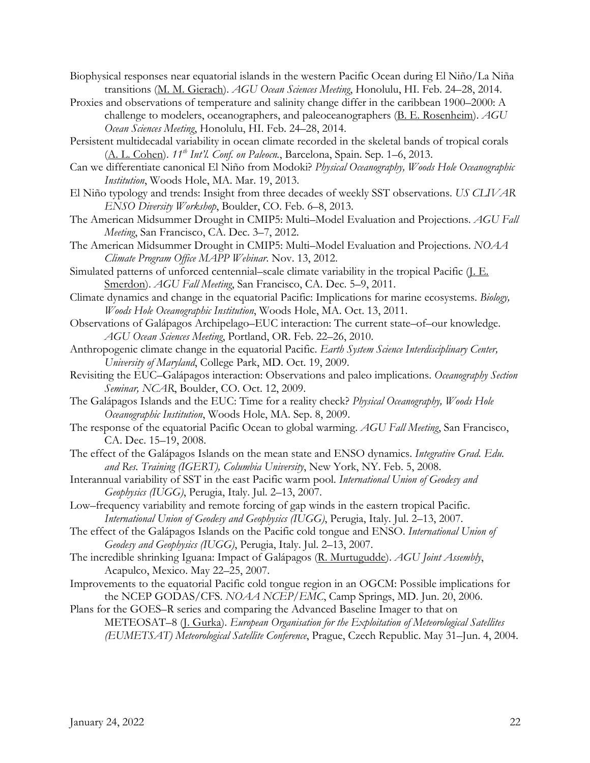Biophysical responses near equatorial islands in the western Pacific Ocean during El Niño/La Niña transitions (M. M. Gierach). *AGU Ocean Sciences Meeting*, Honolulu, HI. Feb. 24–28, 2014.

Proxies and observations of temperature and salinity change differ in the caribbean 1900–2000: A challenge to modelers, oceanographers, and paleoceanographers (B. E. Rosenheim). *AGU Ocean Sciences Meeting*, Honolulu, HI. Feb. 24–28, 2014.

Persistent multidecadal variability in ocean climate recorded in the skeletal bands of tropical corals (A. L. Cohen). *11th Int'l. Conf. on Paleocn.*, Barcelona, Spain. Sep. 1–6, 2013.

Can we differentiate canonical El Niño from Modoki? *Physical Oceanography, Woods Hole Oceanographic Institution*, Woods Hole, MA. Mar. 19, 2013.

El Niño typology and trends: Insight from three decades of weekly SST observations. *US CLIVAR ENSO Diversity Workshop*, Boulder, CO. Feb. 6–8, 2013.

The American Midsummer Drought in CMIP5: Multi–Model Evaluation and Projections. *AGU Fall Meeting*, San Francisco, CA. Dec. 3–7, 2012.

The American Midsummer Drought in CMIP5: Multi–Model Evaluation and Projections. *NOAA Climate Program Office MAPP Webinar*. Nov. 13, 2012.

Simulated patterns of unforced centennial–scale climate variability in the tropical Pacific (J. E. Smerdon). *AGU Fall Meeting*, San Francisco, CA. Dec. 5–9, 2011.

Climate dynamics and change in the equatorial Pacific: Implications for marine ecosystems. *Biology, Woods Hole Oceanographic Institution*, Woods Hole, MA. Oct. 13, 2011.

Observations of Galápagos Archipelago–EUC interaction: The current state–of–our knowledge. *AGU Ocean Sciences Meeting*, Portland, OR. Feb. 22–26, 2010.

Anthropogenic climate change in the equatorial Pacific. *Earth System Science Interdisciplinary Center, University of Maryland*, College Park, MD. Oct. 19, 2009.

Revisiting the EUC–Galápagos interaction: Observations and paleo implications. *Oceanography Section Seminar, NCAR*, Boulder, CO. Oct. 12, 2009.

The Galápagos Islands and the EUC: Time for a reality check? *Physical Oceanography, Woods Hole Oceanographic Institution*, Woods Hole, MA. Sep. 8, 2009.

The response of the equatorial Pacific Ocean to global warming. *AGU Fall Meeting*, San Francisco, CA. Dec. 15–19, 2008.

The effect of the Galápagos Islands on the mean state and ENSO dynamics. *Integrative Grad. Edu. and Res. Training (IGERT), Columbia University*, New York, NY. Feb. 5, 2008.

Interannual variability of SST in the east Pacific warm pool. *International Union of Geodesy and Geophysics (IUGG)*, Perugia, Italy. Jul. 2–13, 2007.

Low–frequency variability and remote forcing of gap winds in the eastern tropical Pacific. *International Union of Geodesy and Geophysics (IUGG)*, Perugia, Italy. Jul. 2–13, 2007.

The effect of the Galápagos Islands on the Pacific cold tongue and ENSO. *International Union of Geodesy and Geophysics (IUGG)*, Perugia, Italy. Jul. 2–13, 2007.

The incredible shrinking Iguana: Impact of Galápagos (R. Murtugudde). *AGU Joint Assembly*, Acapulco, Mexico. May 22–25, 2007.

Improvements to the equatorial Pacific cold tongue region in an OGCM: Possible implications for the NCEP GODAS/CFS. *NOAA NCEP/EMC*, Camp Springs, MD. Jun. 20, 2006.

Plans for the GOES–R series and comparing the Advanced Baseline Imager to that on METEOSAT–8 (J. Gurka). *European Organisation for the Exploitation of Meteorological Satellites (EUMETSAT) Meteorological Satellite Conference*, Prague, Czech Republic. May 31–Jun. 4, 2004.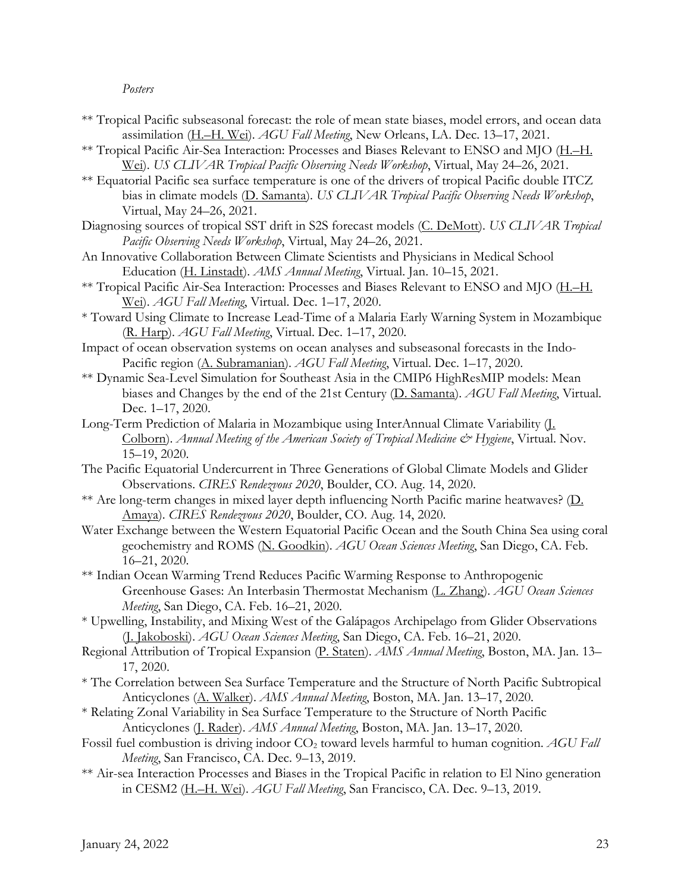*Posters*

** Tropical Pacific subseasonal forecast: the role of mean state biases, model errors, and ocean data assimilation (H.–H. Wei). *AGU Fall Meeting*, New Orleans, LA. Dec. 13–17, 2021.

** Tropical Pacific Air-Sea Interaction: Processes and Biases Relevant to ENSO and MJO (H.–H. Wei). *US CLIVAR Tropical Pacific Observing Needs Workshop*, Virtual, May 24–26, 2021.

** Equatorial Pacific sea surface temperature is one of the drivers of tropical Pacific double ITCZ bias in climate models (D. Samanta). *US CLIVAR Tropical Pacific Observing Needs Workshop*, Virtual, May 24–26, 2021.

Diagnosing sources of tropical SST drift in S2S forecast models (C. DeMott). *US CLIVAR Tropical Pacific Observing Needs Workshop*, Virtual, May 24–26, 2021.

An Innovative Collaboration Between Climate Scientists and Physicians in Medical School Education (H. Linstadt). *AMS Annual Meeting*, Virtual. Jan. 10–15, 2021.

** Tropical Pacific Air-Sea Interaction: Processes and Biases Relevant to ENSO and MJO (H.–H. Wei). *AGU Fall Meeting*, Virtual. Dec. 1–17, 2020.

* Toward Using Climate to Increase Lead-Time of a Malaria Early Warning System in Mozambique (R. Harp). *AGU Fall Meeting*, Virtual. Dec. 1–17, 2020.

Impact of ocean observation systems on ocean analyses and subseasonal forecasts in the Indo-Pacific region (A. Subramanian). *AGU Fall Meeting*, Virtual. Dec. 1–17, 2020.

** Dynamic Sea-Level Simulation for Southeast Asia in the CMIP6 HighResMIP models: Mean biases and Changes by the end of the 21st Century (D. Samanta). *AGU Fall Meeting*, Virtual. Dec. 1–17, 2020.

Long-Term Prediction of Malaria in Mozambique using InterAnnual Climate Variability (J. Colborn). *Annual Meeting of the American Society of Tropical Medicine & Hygiene*, Virtual. Nov. 15–19, 2020.

The Pacific Equatorial Undercurrent in Three Generations of Global Climate Models and Glider Observations. *CIRES Rendezvous 2020*, Boulder, CO. Aug. 14, 2020.

** Are long-term changes in mixed layer depth influencing North Pacific marine heatwaves? (D. Amaya). *CIRES Rendezvous 2020*, Boulder, CO. Aug. 14, 2020.

Water Exchange between the Western Equatorial Pacific Ocean and the South China Sea using coral geochemistry and ROMS (N. Goodkin). *AGU Ocean Sciences Meeting*, San Diego, CA. Feb. 16–21, 2020.

** Indian Ocean Warming Trend Reduces Pacific Warming Response to Anthropogenic Greenhouse Gases: An Interbasin Thermostat Mechanism (L. Zhang). *AGU Ocean Sciences Meeting*, San Diego, CA. Feb. 16–21, 2020.

* Upwelling, Instability, and Mixing West of the Galápagos Archipelago from Glider Observations (J. Jakoboski). *AGU Ocean Sciences Meeting*, San Diego, CA. Feb. 16–21, 2020.

Regional Attribution of Tropical Expansion (P. Staten). *AMS Annual Meeting*, Boston, MA. Jan. 13–17, 2020.

* The Correlation between Sea Surface Temperature and the Structure of North Pacific Subtropical Anticyclones (A. Walker). *AMS Annual Meeting*, Boston, MA. Jan. 13–17, 2020.

* Relating Zonal Variability in Sea Surface Temperature to the Structure of North Pacific Anticyclones (J. Rader). *AMS Annual Meeting*, Boston, MA. Jan. 13–17, 2020.

Fossil fuel combustion is driving indoor $CO_2$ toward levels harmful to human cognition. *AGU Fall Meeting*, San Francisco, CA. Dec. 9–13, 2019.

** Air-sea Interaction Processes and Biases in the Tropical Pacific in relation to El Nino generation in CESM2 (H.–H. Wei). *AGU Fall Meeting*, San Francisco, CA. Dec. 9–13, 2019.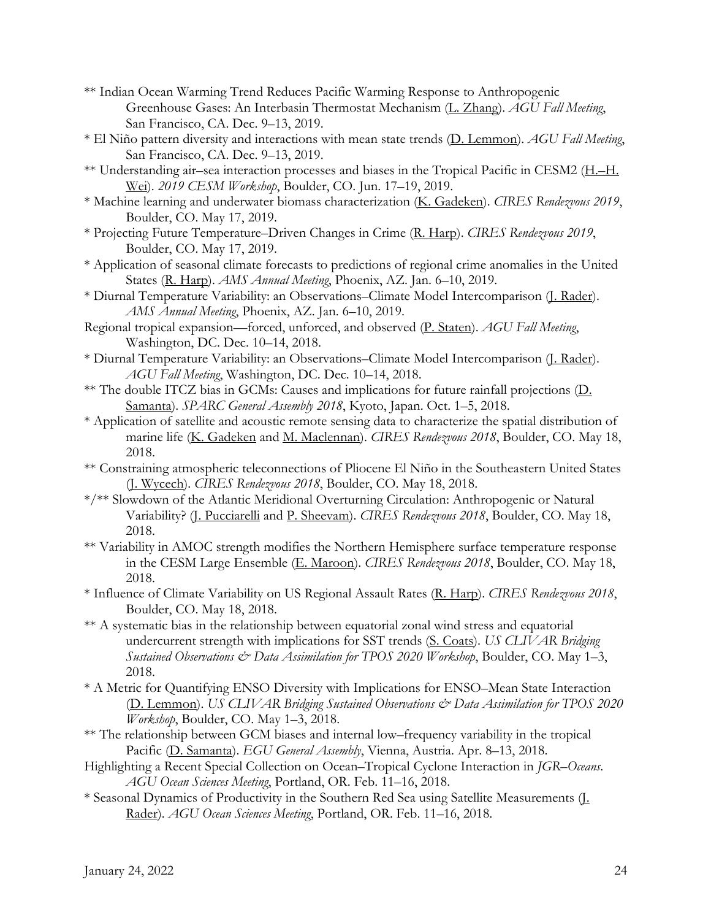** Indian Ocean Warming Trend Reduces Pacific Warming Response to Anthropogenic Greenhouse Gases: An Interbasin Thermostat Mechanism (<u>L. Zhang</u>). *AGU Fall Meeting*, San Francisco, CA. Dec. 9–13, 2019.

* El Niño pattern diversity and interactions with mean state trends (<u>D. Lemmon</u>). *AGU Fall Meeting*, San Francisco, CA. Dec. 9–13, 2019.

** Understanding air–sea interaction processes and biases in the Tropical Pacific in CESM2 (<u>H.–H. Wei</u>). *2019 CESM Workshop*, Boulder, CO. Jun. 17–19, 2019.

* Machine learning and underwater biomass characterization (<u>K. Gadeken</u>). *CIRES Rendezvous 2019*, Boulder, CO. May 17, 2019.

* Projecting Future Temperature–Driven Changes in Crime (<u>R. Harp</u>). *CIRES Rendezvous 2019*, Boulder, CO. May 17, 2019.

* Application of seasonal climate forecasts to predictions of regional crime anomalies in the United States (<u>R. Harp</u>). *AMS Annual Meeting*, Phoenix, AZ. Jan. 6–10, 2019.

* Diurnal Temperature Variability: an Observations–Climate Model Intercomparison (<u>J. Rader</u>). *AMS Annual Meeting*, Phoenix, AZ. Jan. 6–10, 2019.

Regional tropical expansion—forced, unforced, and observed (<u>P. Staten</u>). *AGU Fall Meeting*, Washington, DC. Dec. 10–14, 2018.

* Diurnal Temperature Variability: an Observations–Climate Model Intercomparison (<u>J. Rader</u>). *AGU Fall Meeting*, Washington, DC. Dec. 10–14, 2018.

** The double ITCZ bias in GCMs: Causes and implications for future rainfall projections (<u>D. Samanta</u>). *SPARC General Assembly 2018*, Kyoto, Japan. Oct. 1–5, 2018.

* Application of satellite and acoustic remote sensing data to characterize the spatial distribution of marine life (<u>K. Gadeken</u> and <u>M. Maclennan</u>). *CIRES Rendezvous 2018*, Boulder, CO. May 18, 2018.

** Constraining atmospheric teleconnections of Pliocene El Niño in the Southeastern United States (<u>J. Wycech</u>). *CIRES Rendezvous 2018*, Boulder, CO. May 18, 2018.

*/** Slowdown of the Atlantic Meridional Overturning Circulation: Anthropogenic or Natural Variability? (<u>J. Pucciarelli</u> and <u>P. Sheevam</u>). *CIRES Rendezvous 2018*, Boulder, CO. May 18, 2018.

** Variability in AMOC strength modifies the Northern Hemisphere surface temperature response in the CESM Large Ensemble (<u>E. Maroon</u>). *CIRES Rendezvous 2018*, Boulder, CO. May 18, 2018.

* Influence of Climate Variability on US Regional Assault Rates (<u>R. Harp</u>). *CIRES Rendezvous 2018*, Boulder, CO. May 18, 2018.

** A systematic bias in the relationship between equatorial zonal wind stress and equatorial undercurrent strength with implications for SST trends (<u>S. Coats</u>). *US CLIVAR Bridging Sustained Observations & Data Assimilation for TPOS 2020 Workshop*, Boulder, CO. May 1–3, 2018.

* A Metric for Quantifying ENSO Diversity with Implications for ENSO–Mean State Interaction (<u>D. Lemmon</u>). *US CLIVAR Bridging Sustained Observations & Data Assimilation for TPOS 2020 Workshop*, Boulder, CO. May 1–3, 2018.

** The relationship between GCM biases and internal low–frequency variability in the tropical Pacific (<u>D. Samanta</u>). *EGU General Assembly*, Vienna, Austria. Apr. 8–13, 2018.

Highlighting a Recent Special Collection on Ocean–Tropical Cyclone Interaction in *JGR–Oceans*. *AGU Ocean Sciences Meeting*, Portland, OR. Feb. 11–16, 2018.

* Seasonal Dynamics of Productivity in the Southern Red Sea using Satellite Measurements (<u>J. Rader</u>). *AGU Ocean Sciences Meeting*, Portland, OR. Feb. 11–16, 2018.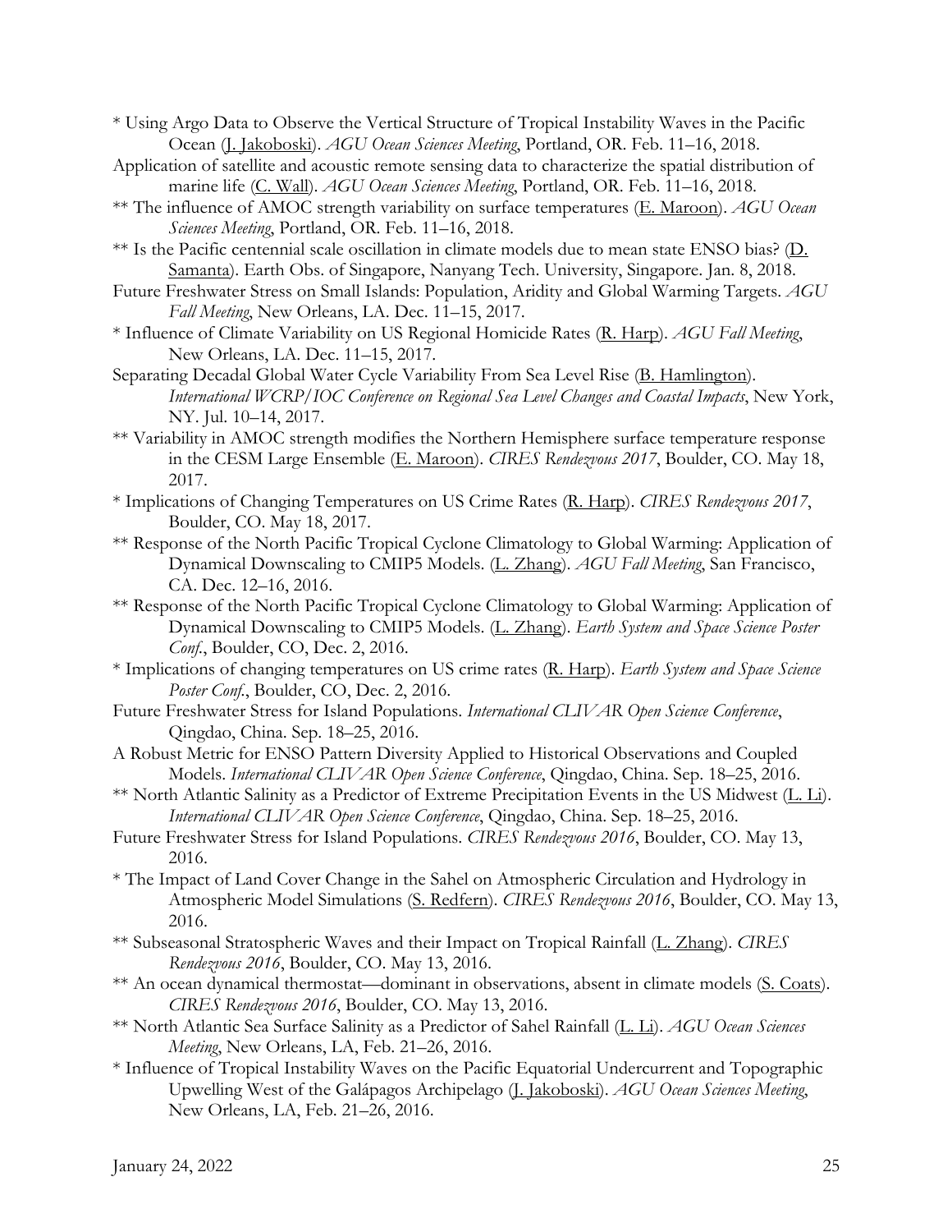\* Using Argo Data to Observe the Vertical Structure of Tropical Instability Waves in the Pacific Ocean (J. Jakoboski). *AGU Ocean Sciences Meeting*, Portland, OR. Feb. 11–16, 2018.

Application of satellite and acoustic remote sensing data to characterize the spatial distribution of marine life (C. Wall). *AGU Ocean Sciences Meeting*, Portland, OR. Feb. 11–16, 2018.

\** The influence of AMOC strength variability on surface temperatures (E. Maroon). *AGU Ocean Sciences Meeting*, Portland, OR. Feb. 11–16, 2018.

\** Is the Pacific centennial scale oscillation in climate models due to mean state ENSO bias? (D. Samanta). Earth Obs. of Singapore, Nanyang Tech. University, Singapore. Jan. 8, 2018.

Future Freshwater Stress on Small Islands: Population, Aridity and Global Warming Targets. *AGU Fall Meeting*, New Orleans, LA. Dec. 11–15, 2017.

\* Influence of Climate Variability on US Regional Homicide Rates (R. Harp). *AGU Fall Meeting*, New Orleans, LA. Dec. 11–15, 2017.

Separating Decadal Global Water Cycle Variability From Sea Level Rise (B. Hamlington). *International WCRP/IOC Conference on Regional Sea Level Changes and Coastal Impacts*, New York, NY. Jul. 10–14, 2017.

\** Variability in AMOC strength modifies the Northern Hemisphere surface temperature response in the CESM Large Ensemble (E. Maroon). *CIRES Rendezvous 2017*, Boulder, CO. May 18, 2017.

\* Implications of Changing Temperatures on US Crime Rates (R. Harp). *CIRES Rendezvous 2017*, Boulder, CO. May 18, 2017.

\** Response of the North Pacific Tropical Cyclone Climatology to Global Warming: Application of Dynamical Downscaling to CMIP5 Models. (L. Zhang). *AGU Fall Meeting*, San Francisco, CA. Dec. 12–16, 2016.

\** Response of the North Pacific Tropical Cyclone Climatology to Global Warming: Application of Dynamical Downscaling to CMIP5 Models. (L. Zhang). *Earth System and Space Science Poster Conf.*, Boulder, CO, Dec. 2, 2016.

\* Implications of changing temperatures on US crime rates (R. Harp). *Earth System and Space Science Poster Conf.*, Boulder, CO, Dec. 2, 2016.

Future Freshwater Stress for Island Populations. *International CLIVAR Open Science Conference*, Qingdao, China. Sep. 18–25, 2016.

A Robust Metric for ENSO Pattern Diversity Applied to Historical Observations and Coupled Models. *International CLIVAR Open Science Conference*, Qingdao, China. Sep. 18–25, 2016.

\** North Atlantic Salinity as a Predictor of Extreme Precipitation Events in the US Midwest (L. Li). *International CLIVAR Open Science Conference*, Qingdao, China. Sep. 18–25, 2016.

Future Freshwater Stress for Island Populations. *CIRES Rendezvous 2016*, Boulder, CO. May 13, 2016.

\* The Impact of Land Cover Change in the Sahel on Atmospheric Circulation and Hydrology in Atmospheric Model Simulations (S. Redfern). *CIRES Rendezvous 2016*, Boulder, CO. May 13, 2016.

\** Subseasonal Stratospheric Waves and their Impact on Tropical Rainfall (L. Zhang). *CIRES Rendezvous 2016*, Boulder, CO. May 13, 2016.

\** An ocean dynamical thermostat—dominant in observations, absent in climate models (S. Coats). *CIRES Rendezvous 2016*, Boulder, CO. May 13, 2016.

\** North Atlantic Sea Surface Salinity as a Predictor of Sahel Rainfall (L. Li). *AGU Ocean Sciences Meeting*, New Orleans, LA, Feb. 21–26, 2016.

\* Influence of Tropical Instability Waves on the Pacific Equatorial Undercurrent and Topographic Upwelling West of the Galápagos Archipelago (J. Jakoboski). *AGU Ocean Sciences Meeting*, New Orleans, LA, Feb. 21–26, 2016.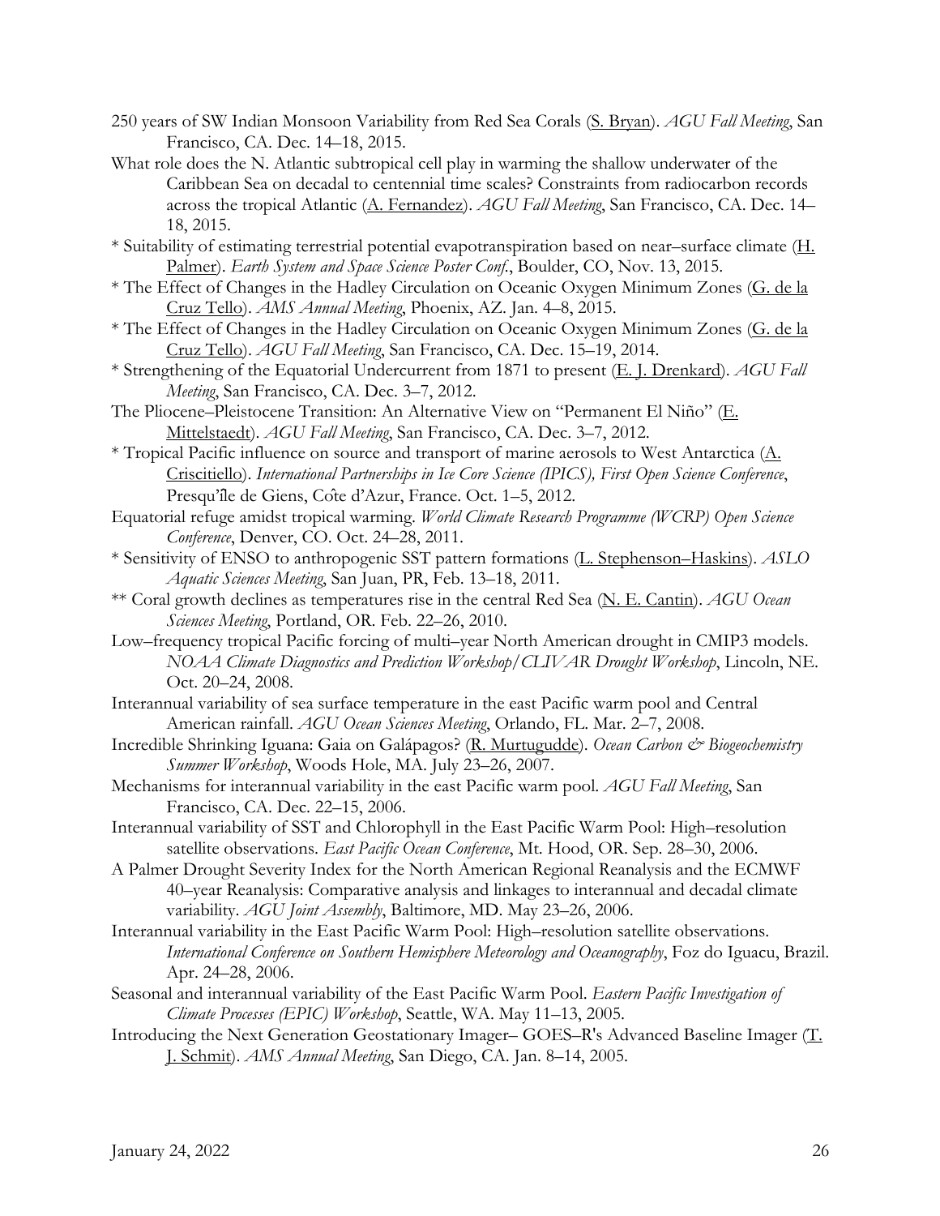250 years of SW Indian Monsoon Variability from Red Sea Corals (<u>S. Bryan</u>). *AGU Fall Meeting*, San Francisco, CA. Dec. 14–18, 2015.

What role does the N. Atlantic subtropical cell play in warming the shallow underwater of the Caribbean Sea on decadal to centennial time scales? Constraints from radiocarbon records across the tropical Atlantic (<u>A. Fernandez</u>). *AGU Fall Meeting*, San Francisco, CA. Dec. 14–18, 2015.

* Suitability of estimating terrestrial potential evapotranspiration based on near–surface climate (<u>H. Palmer</u>). *Earth System and Space Science Poster Conf.*, Boulder, CO, Nov. 13, 2015.

* The Effect of Changes in the Hadley Circulation on Oceanic Oxygen Minimum Zones (<u>G. de la Cruz Tello</u>). *AMS Annual Meeting*, Phoenix, AZ. Jan. 4–8, 2015.

* The Effect of Changes in the Hadley Circulation on Oceanic Oxygen Minimum Zones (<u>G. de la Cruz Tello</u>). *AGU Fall Meeting*, San Francisco, CA. Dec. 15–19, 2014.

* Strengthening of the Equatorial Undercurrent from 1871 to present (<u>E. J. Drenkard</u>). *AGU Fall Meeting*, San Francisco, CA. Dec. 3–7, 2012.

The Pliocene–Pleistocene Transition: An Alternative View on "Permanent El Niño" (<u>E. Mittelstaedt</u>). *AGU Fall Meeting*, San Francisco, CA. Dec. 3–7, 2012.

* Tropical Pacific influence on source and transport of marine aerosols to West Antarctica (<u>A. Criscitiello</u>). *International Partnerships in Ice Core Science (IPICS), First Open Science Conference*, Presqu'île de Giens, Côte d'Azur, France. Oct. 1–5, 2012.

Equatorial refuge amidst tropical warming. *World Climate Research Programme (WCRP) Open Science Conference*, Denver, CO. Oct. 24–28, 2011.

* Sensitivity of ENSO to anthropogenic SST pattern formations (<u>L. Stephenson–Haskins</u>). *ASLO Aquatic Sciences Meeting*, San Juan, PR, Feb. 13–18, 2011.

** Coral growth declines as temperatures rise in the central Red Sea (<u>N. E. Cantin</u>). *AGU Ocean Sciences Meeting*, Portland, OR. Feb. 22–26, 2010.

Low–frequency tropical Pacific forcing of multi–year North American drought in CMIP3 models. *NOAA Climate Diagnostics and Prediction Workshop/CLIVAR Drought Workshop*, Lincoln, NE. Oct. 20–24, 2008.

Interannual variability of sea surface temperature in the east Pacific warm pool and Central American rainfall. *AGU Ocean Sciences Meeting*, Orlando, FL. Mar. 2–7, 2008.

Incredible Shrinking Iguana: Gaia on Galápagos? (<u>R. Murtugudde</u>). *Ocean Carbon & Biogeochemistry Summer Workshop*, Woods Hole, MA. July 23–26, 2007.

Mechanisms for interannual variability in the east Pacific warm pool. *AGU Fall Meeting*, San Francisco, CA. Dec. 22–15, 2006.

Interannual variability of SST and Chlorophyll in the East Pacific Warm Pool: High–resolution satellite observations. *East Pacific Ocean Conference*, Mt. Hood, OR. Sep. 28–30, 2006.

A Palmer Drought Severity Index for the North American Regional Reanalysis and the ECMWF 40–year Reanalysis: Comparative analysis and linkages to interannual and decadal climate variability. *AGU Joint Assembly*, Baltimore, MD. May 23–26, 2006.

Interannual variability in the East Pacific Warm Pool: High–resolution satellite observations. *International Conference on Southern Hemisphere Meteorology and Oceanography*, Foz do Iguacu, Brazil. Apr. 24–28, 2006.

Seasonal and interannual variability of the East Pacific Warm Pool. *Eastern Pacific Investigation of Climate Processes (EPIC) Workshop*, Seattle, WA. May 11–13, 2005.

Introducing the Next Generation Geostationary Imager– GOES–R's Advanced Baseline Imager (<u>T. J. Schmit</u>). *AMS Annual Meeting*, San Diego, CA. Jan. 8–14, 2005.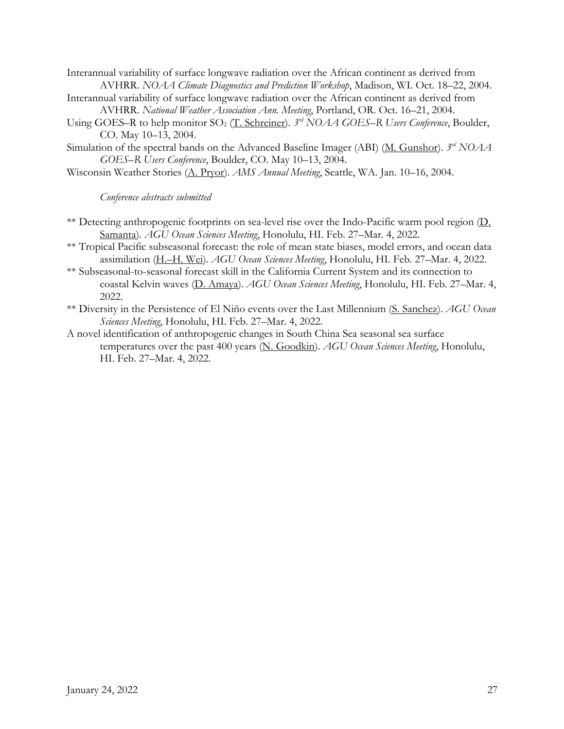Interannual variability of surface longwave radiation over the African continent as derived from AVHRR. *NOAA Climate Diagnostics and Prediction Workshop*, Madison, WI. Oct. 18–22, 2004.

Interannual variability of surface longwave radiation over the African continent as derived from AVHRR. *National Weather Association Ann. Meeting*, Portland, OR. Oct. 16–21, 2004.

Using GOES–R to help monitor $SO_2$ (<u>T. Schreiner</u>). *3rd NOAA GOES–R Users Conference*, Boulder, CO. May 10–13, 2004.

Simulation of the spectral bands on the Advanced Baseline Imager (ABI) (<u>M. Gunshor</u>). *3rd NOAA GOES–R Users Conference*, Boulder, CO. May 10–13, 2004.

Wisconsin Weather Stories (<u>A. Pryor</u>). *AMS Annual Meeting*, Seattle, WA. Jan. 10–16, 2004.

*Conference abstracts submitted*

** Detecting anthropogenic footprints on sea-level rise over the Indo-Pacific warm pool region (<u>D. Samanta</u>). *AGU Ocean Sciences Meeting*, Honolulu, HI. Feb. 27–Mar. 4, 2022.

** Tropical Pacific subseasonal forecast: the role of mean state biases, model errors, and ocean data assimilation (<u>H.–H. Wei</u>). *AGU Ocean Sciences Meeting*, Honolulu, HI. Feb. 27–Mar. 4, 2022.

** Subseasonal-to-seasonal forecast skill in the California Current System and its connection to coastal Kelvin waves (<u>D. Amaya</u>). *AGU Ocean Sciences Meeting*, Honolulu, HI. Feb. 27–Mar. 4, 2022.

** Diversity in the Persistence of El Niño events over the Last Millennium (<u>S. Sanchez</u>). *AGU Ocean Sciences Meeting*, Honolulu, HI. Feb. 27–Mar. 4, 2022.

A novel identification of anthropogenic changes in South China Sea seasonal sea surface temperatures over the past 400 years (<u>N. Goodkin</u>). *AGU Ocean Sciences Meeting*, Honolulu, HI. Feb. 27–Mar. 4, 2022.